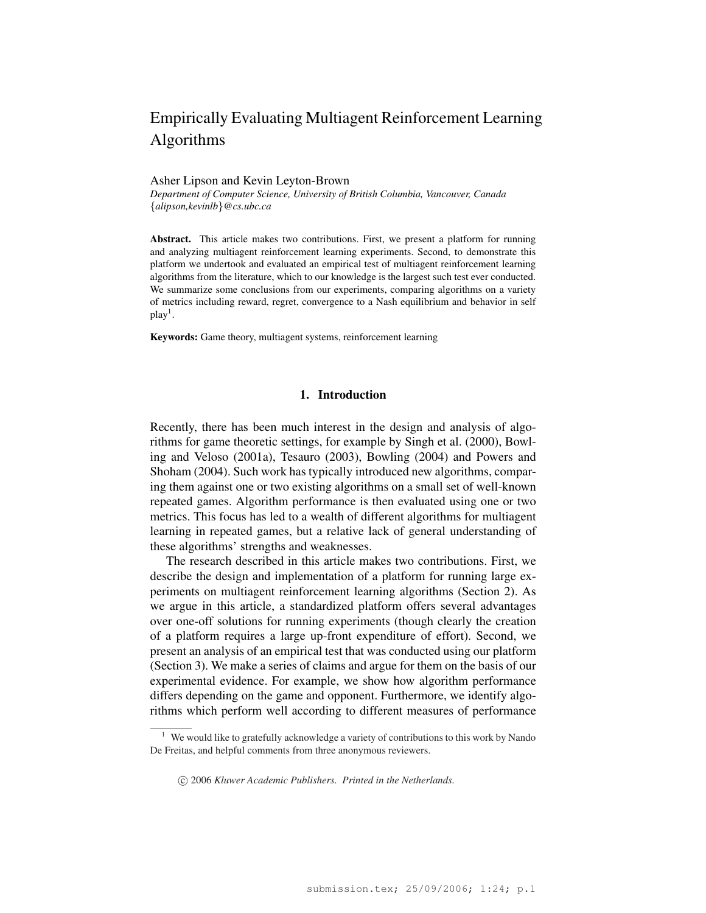# Empirically Evaluating Multiagent Reinforcement Learning Algorithms

Asher Lipson and Kevin Leyton-Brown
*Department of Computer Science, University of British Columbia, Vancouver, Canada*
{*alipson,kevinlb*}*@cs.ubc.ca*

**Abstract.** This article makes two contributions. First, we present a platform for running and analyzing multiagent reinforcement learning experiments. Second, to demonstrate this platform we undertook and evaluated an empirical test of multiagent reinforcement learning algorithms from the literature, which to our knowledge is the largest such test ever conducted. We summarize some conclusions from our experiments, comparing algorithms on a variety of metrics including reward, regret, convergence to a Nash equilibrium and behavior in self play[1].

**Keywords:** Game theory, multiagent systems, reinforcement learning

## 1. Introduction

Recently, there has been much interest in the design and analysis of algorithms for game theoretic settings, for example by Singh et al. (2000), Bowling and Veloso (2001a), Tesauro (2003), Bowling (2004) and Powers and Shoham (2004). Such work has typically introduced new algorithms, comparing them against one or two existing algorithms on a small set of well-known repeated games. Algorithm performance is then evaluated using one or two metrics. This focus has led to a wealth of different algorithms for multiagent learning in repeated games, but a relative lack of general understanding of these algorithms' strengths and weaknesses.

The research described in this article makes two contributions. First, we describe the design and implementation of a platform for running large experiments on multiagent reinforcement learning algorithms (Section 2). As we argue in this article, a standardized platform offers several advantages over one-off solutions for running experiments (though clearly the creation of a platform requires a large up-front expenditure of effort). Second, we present an analysis of an empirical test that was conducted using our platform (Section 3). We make a series of claims and argue for them on the basis of our experimental evidence. For example, we show how algorithm performance differs depending on the game and opponent. Furthermore, we identify algorithms which perform well according to different measures of performance

[1] We would like to gratefully acknowledge a variety of contributions to this work by Nando De Freitas, and helpful comments from three anonymous reviewers.

© 2006 *Kluwer Academic Publishers. Printed in the Netherlands.*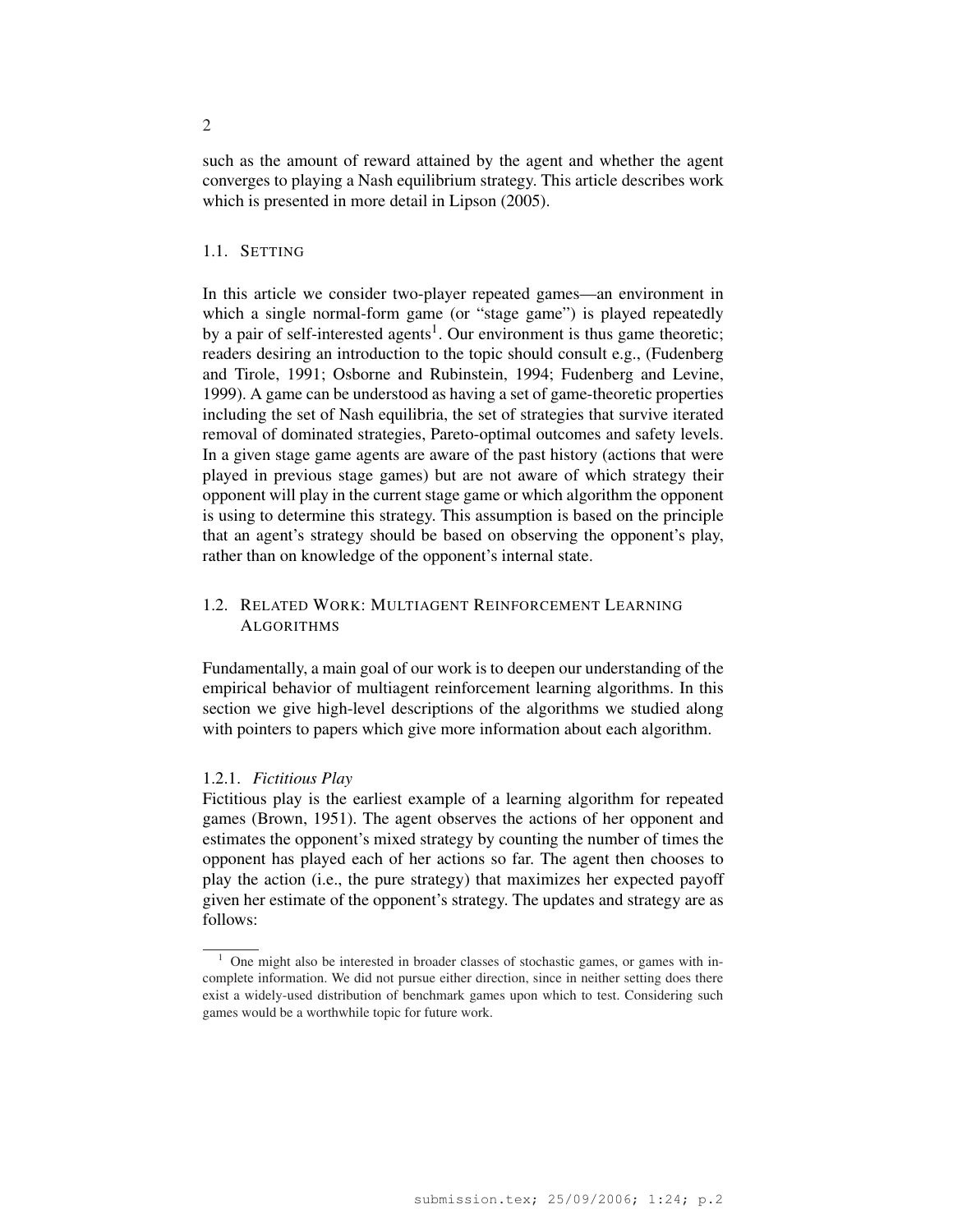such as the amount of reward attained by the agent and whether the agent converges to playing a Nash equilibrium strategy. This article describes work which is presented in more detail in Lipson (2005).

## 1.1. Setting

In this article we consider two-player repeated games—an environment in which a single normal-form game (or "stage game") is played repeatedly by a pair of self-interested agents[1]. Our environment is thus game theoretic; readers desiring an introduction to the topic should consult e.g., (Fudenberg and Tirole, 1991; Osborne and Rubinstein, 1994; Fudenberg and Levine, 1999). A game can be understood as having a set of game-theoretic properties including the set of Nash equilibria, the set of strategies that survive iterated removal of dominated strategies, Pareto-optimal outcomes and safety levels. In a given stage game agents are aware of the past history (actions that were played in previous stage games) but are not aware of which strategy their opponent will play in the current stage game or which algorithm the opponent is using to determine this strategy. This assumption is based on the principle that an agent's strategy should be based on observing the opponent's play, rather than on knowledge of the opponent's internal state.

## 1.2. Related Work: Multiagent Reinforcement Learning Algorithms

Fundamentally, a main goal of our work is to deepen our understanding of the empirical behavior of multiagent reinforcement learning algorithms. In this section we give high-level descriptions of the algorithms we studied along with pointers to papers which give more information about each algorithm.

### 1.2.1. *Fictitious Play*

Fictitious play is the earliest example of a learning algorithm for repeated games (Brown, 1951). The agent observes the actions of her opponent and estimates the opponent's mixed strategy by counting the number of times the opponent has played each of her actions so far. The agent then chooses to play the action (i.e., the pure strategy) that maximizes her expected payoff given her estimate of the opponent's strategy. The updates and strategy are as follows:

[1] One might also be interested in broader classes of stochastic games, or games with incomplete information. We did not pursue either direction, since in neither setting does there exist a widely-used distribution of benchmark games upon which to test. Considering such games would be a worthwhile topic for future work.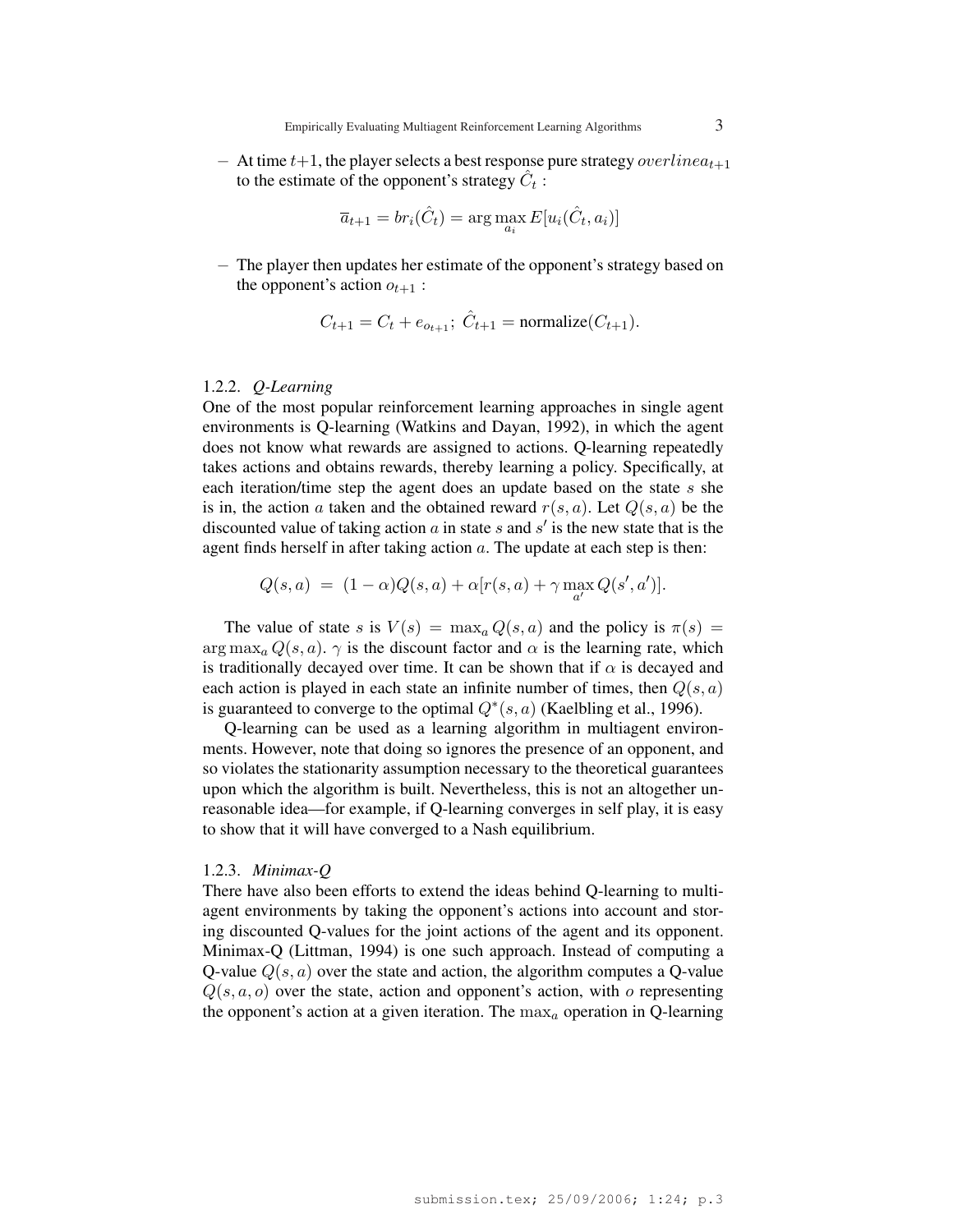- At time $t$+1, the player selects a best response pure strategy $overlinea_{t+1}$ to the estimate of the opponent's strategy $\hat{C}_t$ :

$$\overline{a}_{t+1} = br_i(\hat{C}_t) = \arg\max_{a_i} E[u_i(\hat{C}_t, a_i)]$$

- The player then updates her estimate of the opponent's strategy based on the opponent's action $o_{t+1}$ :

$$C_{t+1} = C_t + e_{o_{t+1}};\ \hat{C}_{t+1} = \text{normalize}(C_{t+1}).$$

#### 1.2.2. *Q-Learning*

One of the most popular reinforcement learning approaches in single agent environments is Q-learning (Watkins and Dayan, 1992), in which the agent does not know what rewards are assigned to actions. Q-learning repeatedly takes actions and obtains rewards, thereby learning a policy. Specifically, at each iteration/time step the agent does an update based on the state $s$ she is in, the action $a$ taken and the obtained reward $r(s, a)$. Let $Q(s, a)$ be the discounted value of taking action $a$ in state $s$ and $s'$ is the new state that is the agent finds herself in after taking action $a$. The update at each step is then:

$$Q(s, a) \ = \ (1 - \alpha)Q(s, a) + \alpha[r(s, a) + \gamma \max_{a'} Q(s', a')].$$

The value of state $s$ is $V(s) = \max_a Q(s, a)$ and the policy is $\pi(s) = \arg\max_a Q(s, a)$. $\gamma$ is the discount factor and $\alpha$ is the learning rate, which is traditionally decayed over time. It can be shown that if $\alpha$ is decayed and each action is played in each state an infinite number of times, then $Q(s, a)$ is guaranteed to converge to the optimal $Q^*(s, a)$ (Kaelbling et al., 1996).

Q-learning can be used as a learning algorithm in multiagent environments. However, note that doing so ignores the presence of an opponent, and so violates the stationarity assumption necessary to the theoretical guarantees upon which the algorithm is built. Nevertheless, this is not an altogether unreasonable idea—for example, if Q-learning converges in self play, it is easy to show that it will have converged to a Nash equilibrium.

#### 1.2.3. *Minimax-Q*

There have also been efforts to extend the ideas behind Q-learning to multiagent environments by taking the opponent's actions into account and storing discounted Q-values for the joint actions of the agent and its opponent. Minimax-Q (Littman, 1994) is one such approach. Instead of computing a Q-value $Q(s, a)$ over the state and action, the algorithm computes a Q-value $Q(s, a, o)$ over the state, action and opponent's action, with $o$ representing the opponent's action at a given iteration. The $\max_a$ operation in Q-learning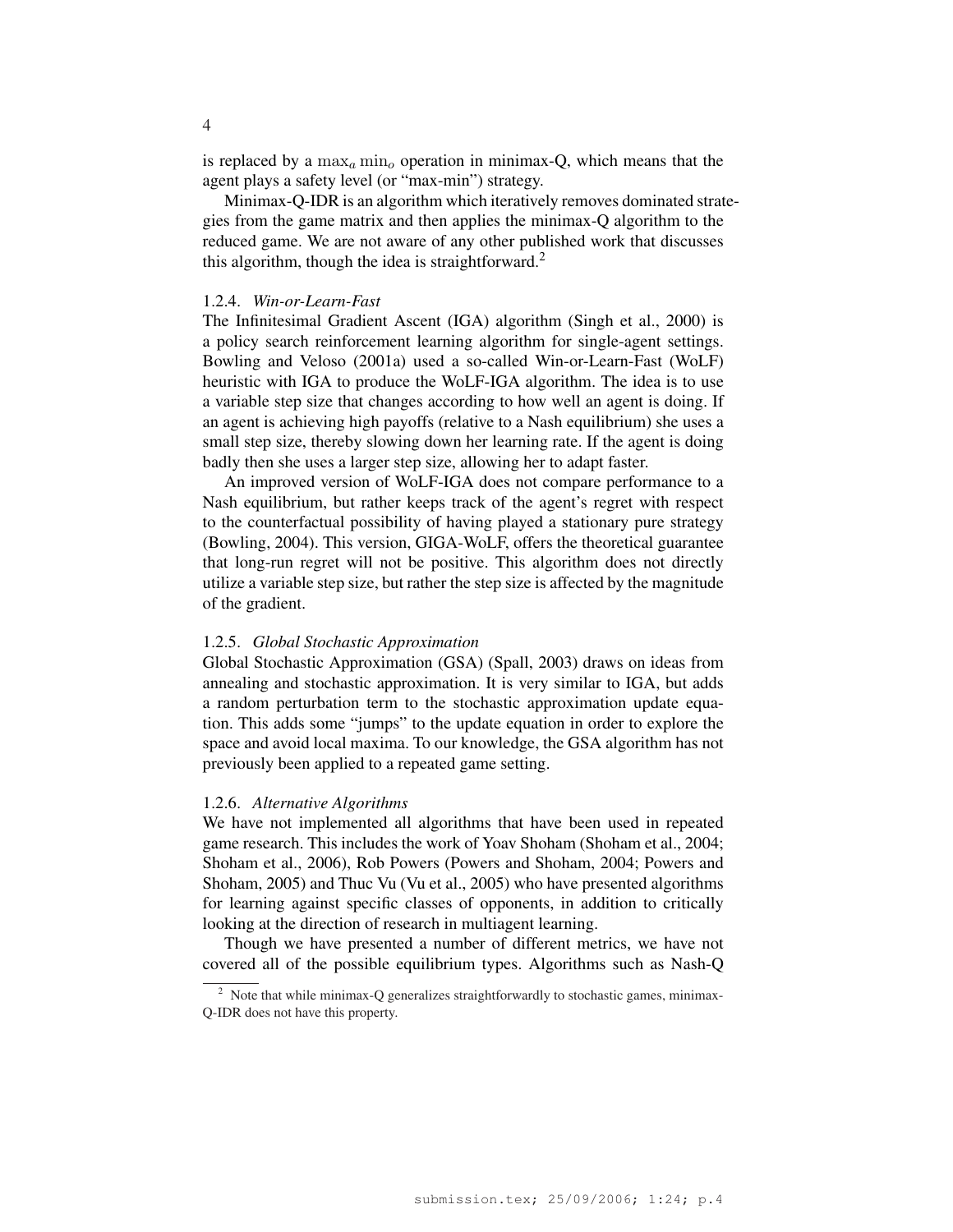is replaced by a $\max_a \min_o$ operation in minimax-Q, which means that the agent plays a safety level (or "max-min") strategy.

Minimax-Q-IDR is an algorithm which iteratively removes dominated strategies from the game matrix and then applies the minimax-Q algorithm to the reduced game. We are not aware of any other published work that discusses this algorithm, though the idea is straightforward.[2]

### 1.2.4. *Win-or-Learn-Fast*

The Infinitesimal Gradient Ascent (IGA) algorithm (Singh et al., 2000) is a policy search reinforcement learning algorithm for single-agent settings. Bowling and Veloso (2001a) used a so-called Win-or-Learn-Fast (WoLF) heuristic with IGA to produce the WoLF-IGA algorithm. The idea is to use a variable step size that changes according to how well an agent is doing. If an agent is achieving high payoffs (relative to a Nash equilibrium) she uses a small step size, thereby slowing down her learning rate. If the agent is doing badly then she uses a larger step size, allowing her to adapt faster.

An improved version of WoLF-IGA does not compare performance to a Nash equilibrium, but rather keeps track of the agent's regret with respect to the counterfactual possibility of having played a stationary pure strategy (Bowling, 2004). This version, GIGA-WoLF, offers the theoretical guarantee that long-run regret will not be positive. This algorithm does not directly utilize a variable step size, but rather the step size is affected by the magnitude of the gradient.

### 1.2.5. *Global Stochastic Approximation*

Global Stochastic Approximation (GSA) (Spall, 2003) draws on ideas from annealing and stochastic approximation. It is very similar to IGA, but adds a random perturbation term to the stochastic approximation update equation. This adds some "jumps" to the update equation in order to explore the space and avoid local maxima. To our knowledge, the GSA algorithm has not previously been applied to a repeated game setting.

### 1.2.6. *Alternative Algorithms*

We have not implemented all algorithms that have been used in repeated game research. This includes the work of Yoav Shoham (Shoham et al., 2004; Shoham et al., 2006), Rob Powers (Powers and Shoham, 2004; Powers and Shoham, 2005) and Thuc Vu (Vu et al., 2005) who have presented algorithms for learning against specific classes of opponents, in addition to critically looking at the direction of research in multiagent learning.

Though we have presented a number of different metrics, we have not covered all of the possible equilibrium types. Algorithms such as Nash-Q

[2] Note that while minimax-Q generalizes straightforwardly to stochastic games, minimax-Q-IDR does not have this property.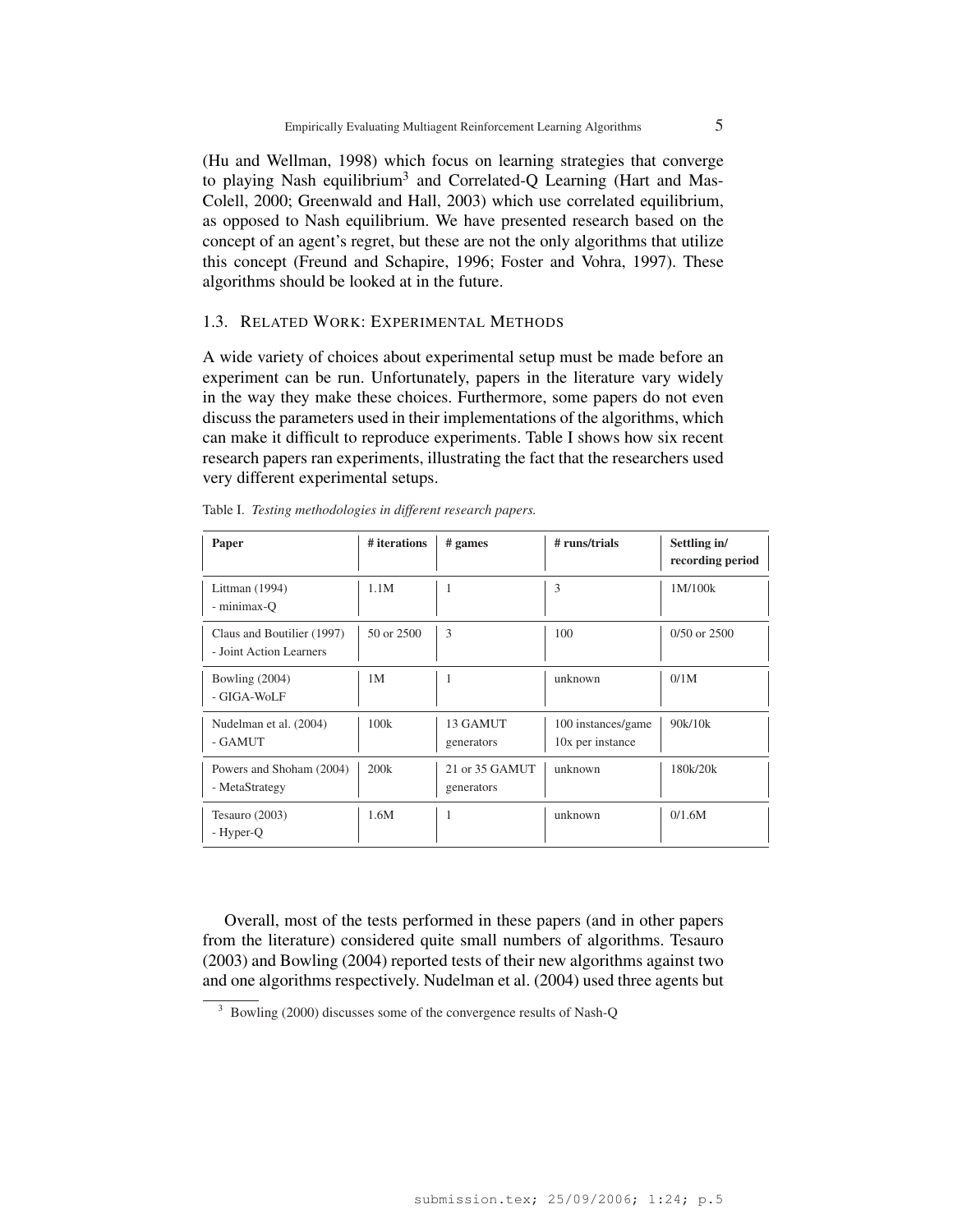(Hu and Wellman, 1998) which focus on learning strategies that converge to playing Nash equilibrium[3] and Correlated-Q Learning (Hart and Mas-Colell, 2000; Greenwald and Hall, 2003) which use correlated equilibrium, as opposed to Nash equilibrium. We have presented research based on the concept of an agent's regret, but these are not the only algorithms that utilize this concept (Freund and Schapire, 1996; Foster and Vohra, 1997). These algorithms should be looked at in the future.

### 1.3. Related Work: Experimental Methods

A wide variety of choices about experimental setup must be made before an experiment can be run. Unfortunately, papers in the literature vary widely in the way they make these choices. Furthermore, some papers do not even discuss the parameters used in their implementations of the algorithms, which can make it difficult to reproduce experiments. Table I shows how six recent research papers ran experiments, illustrating the fact that the researchers used very different experimental setups.

Table I. *Testing methodologies in different research papers.*

| **Paper** | **# iterations** | **# games** | **# runs/trials** | **Settling in/ recording period** |
|---|---|---|---|---|
| Littman (1994) - minimax-Q | 1.1M | 1 | 3 | 1M/100k |
| Claus and Boutilier (1997) - Joint Action Learners | 50 or 2500 | 3 | 100 | 0/50 or 2500 |
| Bowling (2004) - GIGA-WoLF | 1M | 1 | unknown | 0/1M |
| Nudelman et al. (2004) - GAMUT | 100k | 13 GAMUT generators | 100 instances/game 10x per instance | 90k/10k |
| Powers and Shoham (2004) - MetaStrategy | 200k | 21 or 35 GAMUT generators | unknown | 180k/20k |
| Tesauro (2003) - Hyper-Q | 1.6M | 1 | unknown | 0/1.6M |

Overall, most of the tests performed in these papers (and in other papers from the literature) considered quite small numbers of algorithms. Tesauro (2003) and Bowling (2004) reported tests of their new algorithms against two and one algorithms respectively. Nudelman et al. (2004) used three agents but

[3] Bowling (2000) discusses some of the convergence results of Nash-Q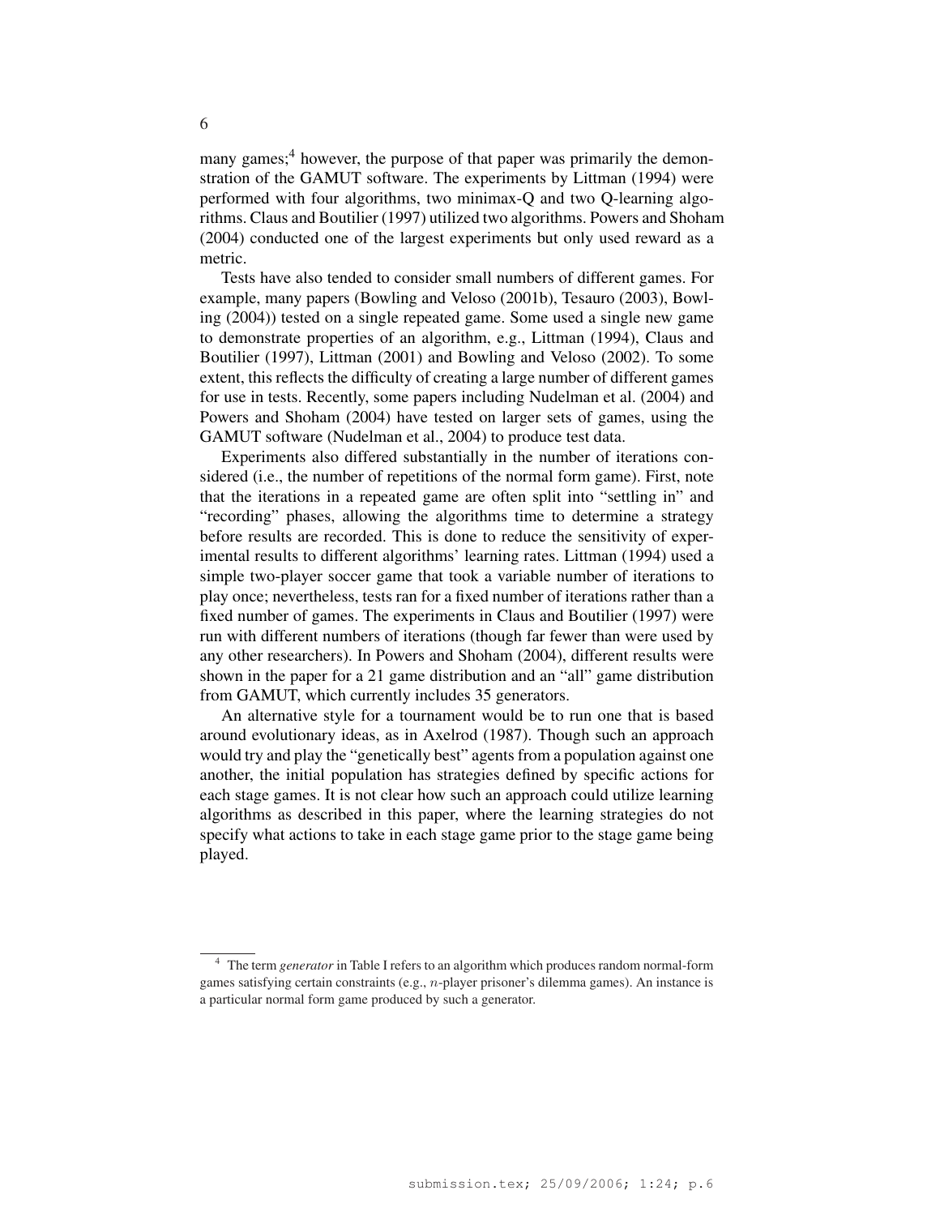many games;[4] however, the purpose of that paper was primarily the demonstration of the GAMUT software. The experiments by Littman (1994) were performed with four algorithms, two minimax-Q and two Q-learning algorithms. Claus and Boutilier (1997) utilized two algorithms. Powers and Shoham (2004) conducted one of the largest experiments but only used reward as a metric.

Tests have also tended to consider small numbers of different games. For example, many papers (Bowling and Veloso (2001b), Tesauro (2003), Bowling (2004)) tested on a single repeated game. Some used a single new game to demonstrate properties of an algorithm, e.g., Littman (1994), Claus and Boutilier (1997), Littman (2001) and Bowling and Veloso (2002). To some extent, this reflects the difficulty of creating a large number of different games for use in tests. Recently, some papers including Nudelman et al. (2004) and Powers and Shoham (2004) have tested on larger sets of games, using the GAMUT software (Nudelman et al., 2004) to produce test data.

Experiments also differed substantially in the number of iterations considered (i.e., the number of repetitions of the normal form game). First, note that the iterations in a repeated game are often split into "settling in" and "recording" phases, allowing the algorithms time to determine a strategy before results are recorded. This is done to reduce the sensitivity of experimental results to different algorithms' learning rates. Littman (1994) used a simple two-player soccer game that took a variable number of iterations to play once; nevertheless, tests ran for a fixed number of iterations rather than a fixed number of games. The experiments in Claus and Boutilier (1997) were run with different numbers of iterations (though far fewer than were used by any other researchers). In Powers and Shoham (2004), different results were shown in the paper for a 21 game distribution and an "all" game distribution from GAMUT, which currently includes 35 generators.

An alternative style for a tournament would be to run one that is based around evolutionary ideas, as in Axelrod (1987). Though such an approach would try and play the "genetically best" agents from a population against one another, the initial population has strategies defined by specific actions for each stage games. It is not clear how such an approach could utilize learning algorithms as described in this paper, where the learning strategies do not specify what actions to take in each stage game prior to the stage game being played.

---

[4] The term *generator* in Table I refers to an algorithm which produces random normal-form games satisfying certain constraints (e.g., $n$-player prisoner's dilemma games). An instance is a particular normal form game produced by such a generator.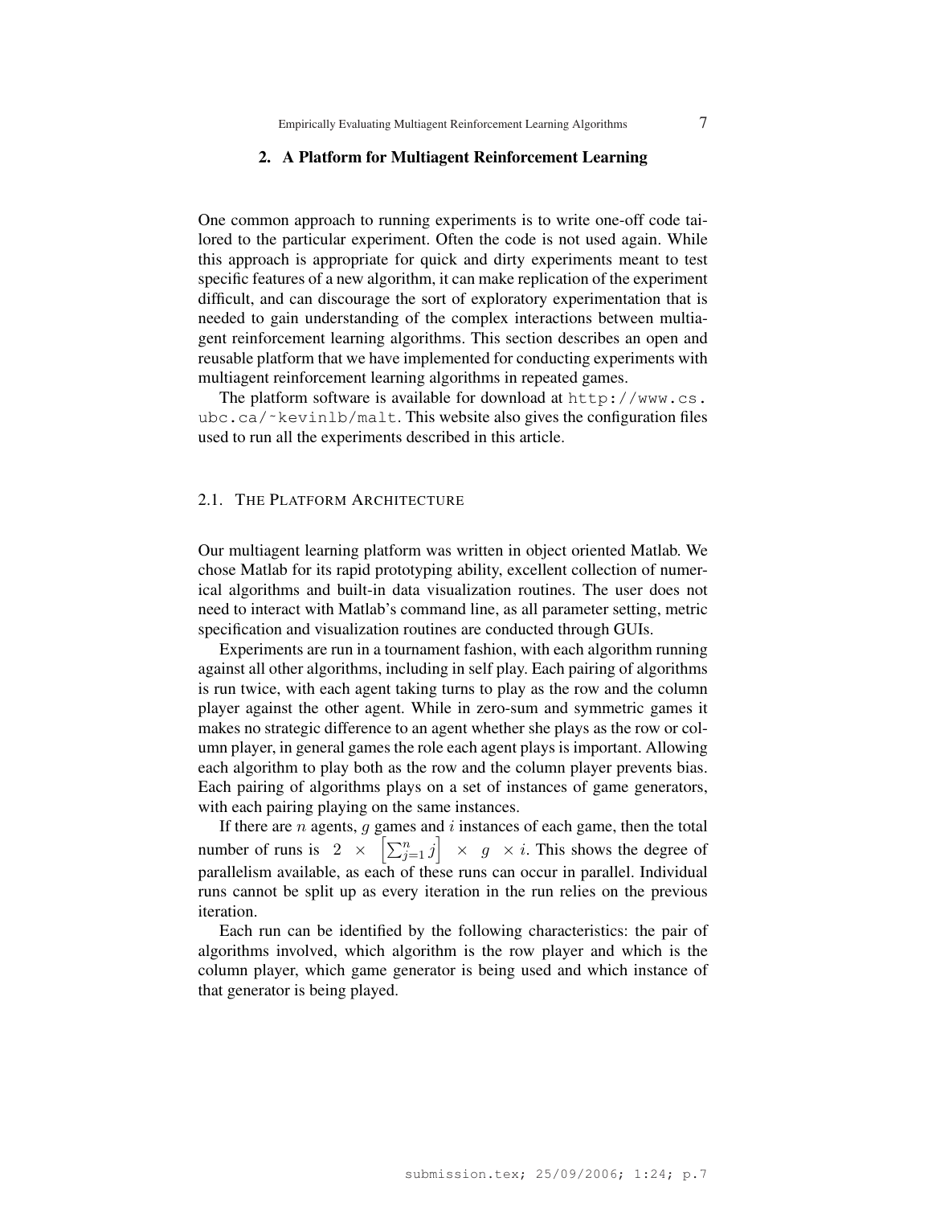## 2. A Platform for Multiagent Reinforcement Learning

One common approach to running experiments is to write one-off code tailored to the particular experiment. Often the code is not used again. While this approach is appropriate for quick and dirty experiments meant to test specific features of a new algorithm, it can make replication of the experiment difficult, and can discourage the sort of exploratory experimentation that is needed to gain understanding of the complex interactions between multiagent reinforcement learning algorithms. This section describes an open and reusable platform that we have implemented for conducting experiments with multiagent reinforcement learning algorithms in repeated games.

The platform software is available for download at http://www.cs.ubc.ca/~kevinlb/malt. This website also gives the configuration files used to run all the experiments described in this article.

### 2.1. The Platform Architecture

Our multiagent learning platform was written in object oriented Matlab. We chose Matlab for its rapid prototyping ability, excellent collection of numerical algorithms and built-in data visualization routines. The user does not need to interact with Matlab's command line, as all parameter setting, metric specification and visualization routines are conducted through GUIs.

Experiments are run in a tournament fashion, with each algorithm running against all other algorithms, including in self play. Each pairing of algorithms is run twice, with each agent taking turns to play as the row and the column player against the other agent. While in zero-sum and symmetric games it makes no strategic difference to an agent whether she plays as the row or column player, in general games the role each agent plays is important. Allowing each algorithm to play both as the row and the column player prevents bias. Each pairing of algorithms plays on a set of instances of game generators, with each pairing playing on the same instances.

If there are $n$ agents, $g$ games and $i$ instances of each game, then the total number of runs is $2 \times \left[\sum_{j=1}^{n} j\right] \times g \times i$. This shows the degree of parallelism available, as each of these runs can occur in parallel. Individual runs cannot be split up as every iteration in the run relies on the previous iteration.

Each run can be identified by the following characteristics: the pair of algorithms involved, which algorithm is the row player and which is the column player, which game generator is being used and which instance of that generator is being played.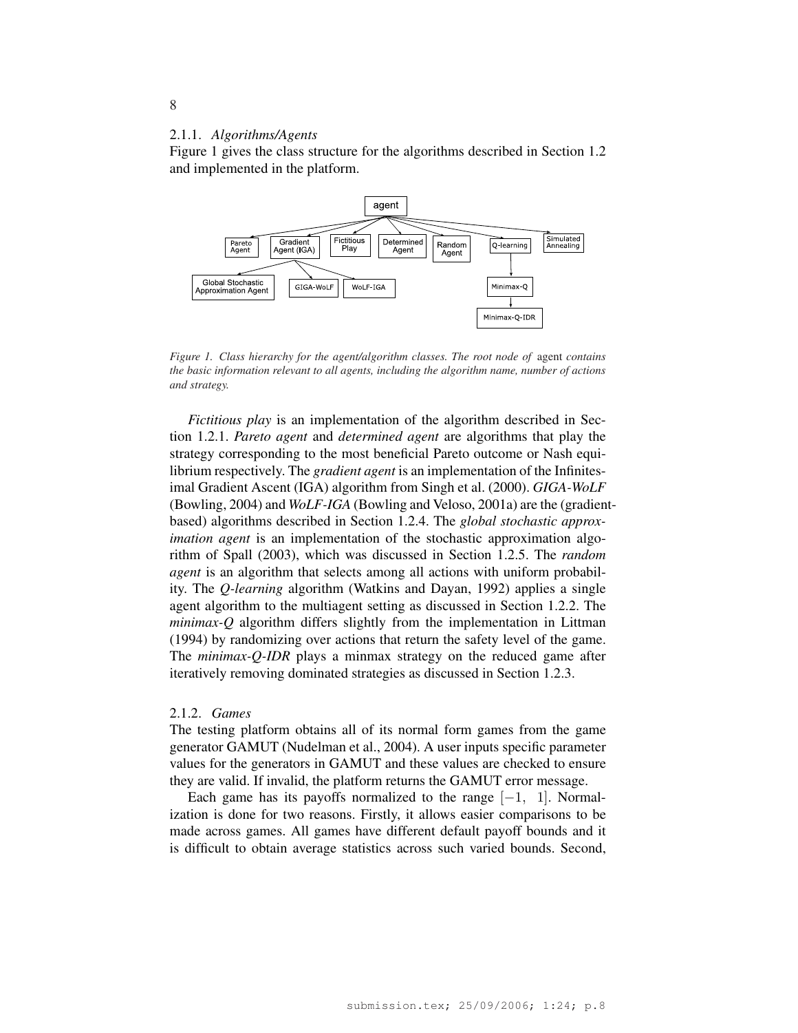### 2.1.1. *Algorithms/Agents*

Figure 1 gives the class structure for the algorithms described in Section 1.2 and implemented in the platform.

*Figure 1. Class hierarchy for the agent/algorithm classes. The root node of* agent *contains the basic information relevant to all agents, including the algorithm name, number of actions and strategy.*

*Fictitious play* is an implementation of the algorithm described in Section 1.2.1. *Pareto agent* and *determined agent* are algorithms that play the strategy corresponding to the most beneficial Pareto outcome or Nash equilibrium respectively. The *gradient agent* is an implementation of the Infinitesimal Gradient Ascent (IGA) algorithm from Singh et al. (2000). *GIGA-WoLF* (Bowling, 2004) and *WoLF-IGA* (Bowling and Veloso, 2001a) are the (gradient-based) algorithms described in Section 1.2.4. The *global stochastic approximation agent* is an implementation of the stochastic approximation algorithm of Spall (2003), which was discussed in Section 1.2.5. The *random agent* is an algorithm that selects among all actions with uniform probability. The *Q-learning* algorithm (Watkins and Dayan, 1992) applies a single agent algorithm to the multiagent setting as discussed in Section 1.2.2. The *minimax-Q* algorithm differs slightly from the implementation in Littman (1994) by randomizing over actions that return the safety level of the game. The *minimax-Q-IDR* plays a minmax strategy on the reduced game after iteratively removing dominated strategies as discussed in Section 1.2.3.

### 2.1.2. *Games*

The testing platform obtains all of its normal form games from the game generator GAMUT (Nudelman et al., 2004). A user inputs specific parameter values for the generators in GAMUT and these values are checked to ensure they are valid. If invalid, the platform returns the GAMUT error message.

Each game has its payoffs normalized to the range $[-1,\ 1]$. Normalization is done for two reasons. Firstly, it allows easier comparisons to be made across games. All games have different default payoff bounds and it is difficult to obtain average statistics across such varied bounds. Second,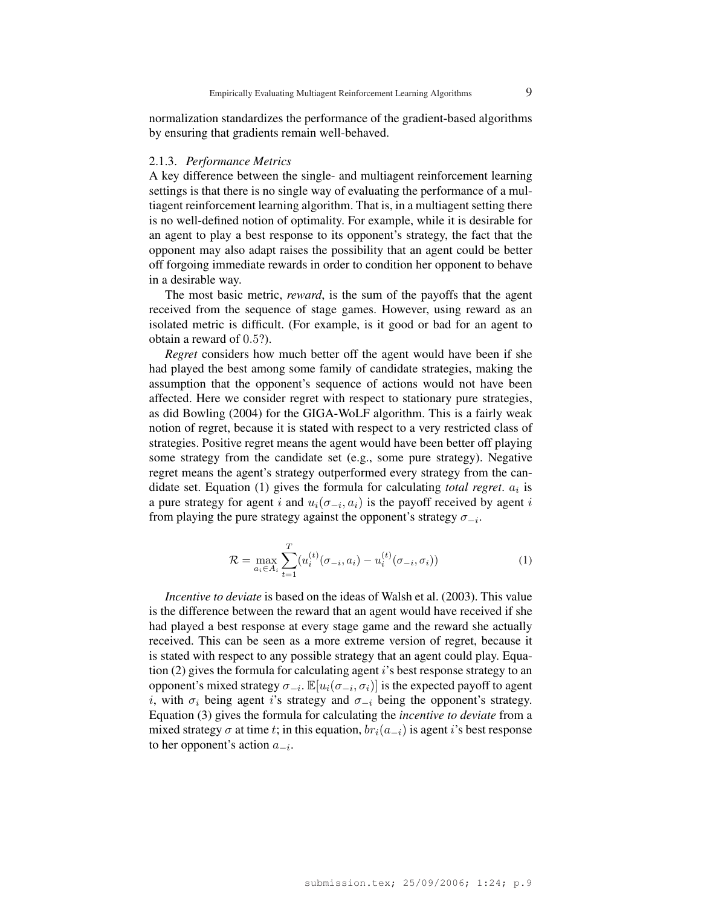normalization standardizes the performance of the gradient-based algorithms by ensuring that gradients remain well-behaved.

### 2.1.3. *Performance Metrics*

A key difference between the single- and multiagent reinforcement learning settings is that there is no single way of evaluating the performance of a multiagent reinforcement learning algorithm. That is, in a multiagent setting there is no well-defined notion of optimality. For example, while it is desirable for an agent to play a best response to its opponent's strategy, the fact that the opponent may also adapt raises the possibility that an agent could be better off forgoing immediate rewards in order to condition her opponent to behave in a desirable way.

The most basic metric, *reward*, is the sum of the payoffs that the agent received from the sequence of stage games. However, using reward as an isolated metric is difficult. (For example, is it good or bad for an agent to obtain a reward of $0.5$?).

*Regret* considers how much better off the agent would have been if she had played the best among some family of candidate strategies, making the assumption that the opponent's sequence of actions would not have been affected. Here we consider regret with respect to stationary pure strategies, as did Bowling (2004) for the GIGA-WoLF algorithm. This is a fairly weak notion of regret, because it is stated with respect to a very restricted class of strategies. Positive regret means the agent would have been better off playing some strategy from the candidate set (e.g., some pure strategy). Negative regret means the agent's strategy outperformed every strategy from the candidate set. Equation (1) gives the formula for calculating *total regret*. $a_i$ is a pure strategy for agent $i$ and $u_i(\sigma_{-i}, a_i)$ is the payoff received by agent $i$ from playing the pure strategy against the opponent's strategy $\sigma_{-i}$.

$$\mathcal{R} = \max_{a_i \in A_i} \sum_{t=1}^{T} (u_i^{(t)}(\sigma_{-i}, a_i) - u_i^{(t)}(\sigma_{-i}, \sigma_i)) \tag{1}$$

*Incentive to deviate* is based on the ideas of Walsh et al. (2003). This value is the difference between the reward that an agent would have received if she had played a best response at every stage game and the reward she actually received. This can be seen as a more extreme version of regret, because it is stated with respect to any possible strategy that an agent could play. Equation (2) gives the formula for calculating agent $i$'s best response strategy to an opponent's mixed strategy $\sigma_{-i}$. $\mathbb{E}[u_i(\sigma_{-i}, \sigma_i)]$ is the expected payoff to agent $i$, with $\sigma_i$ being agent $i$'s strategy and $\sigma_{-i}$ being the opponent's strategy. Equation (3) gives the formula for calculating the *incentive to deviate* from a mixed strategy $\sigma$ at time $t$; in this equation, $br_i(a_{-i})$ is agent $i$'s best response to her opponent's action $a_{-i}$.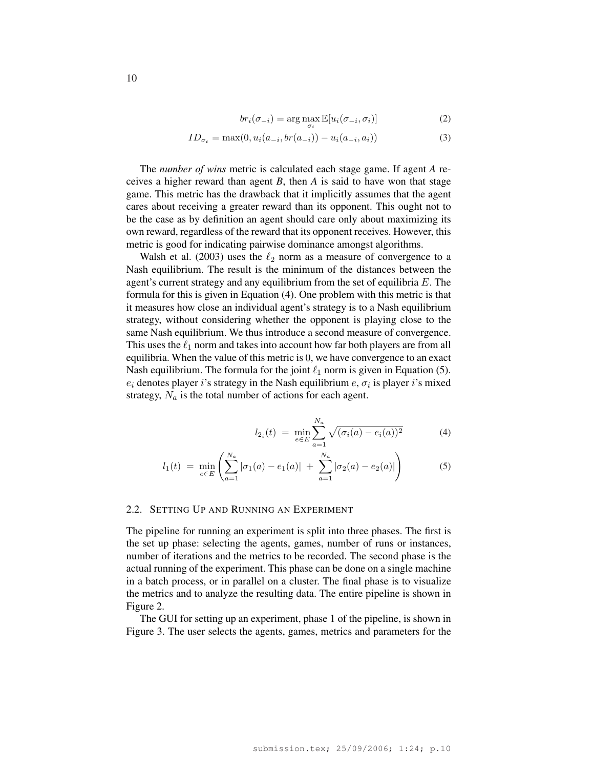$$br_i(\sigma_{-i}) = \arg\max_{\sigma_i} \mathbb{E}[u_i(\sigma_{-i}, \sigma_i)] \tag{2}$$

$$ID_{\sigma_t} = \max(0, u_i(a_{-i}, br(a_{-i})) - u_i(a_{-i}, a_i)) \tag{3}$$

The *number of wins* metric is calculated each stage game. If agent *A* receives a higher reward than agent *B*, then *A* is said to have won that stage game. This metric has the drawback that it implicitly assumes that the agent cares about receiving a greater reward than its opponent. This ought not to be the case as by definition an agent should care only about maximizing its own reward, regardless of the reward that its opponent receives. However, this metric is good for indicating pairwise dominance amongst algorithms.

Walsh et al. (2003) uses the $\ell_2$ norm as a measure of convergence to a Nash equilibrium. The result is the minimum of the distances between the agent's current strategy and any equilibrium from the set of equilibria $E$. The formula for this is given in Equation (4). One problem with this metric is that it measures how close an individual agent's strategy is to a Nash equilibrium strategy, without considering whether the opponent is playing close to the same Nash equilibrium. We thus introduce a second measure of convergence. This uses the $\ell_1$ norm and takes into account how far both players are from all equilibria. When the value of this metric is 0, we have convergence to an exact Nash equilibrium. The formula for the joint $\ell_1$ norm is given in Equation (5). $e_i$ denotes player $i$'s strategy in the Nash equilibrium $e$, $\sigma_i$ is player $i$'s mixed strategy, $N_a$ is the total number of actions for each agent.

$$l_{2_i}(t) \;=\; \min_{e \in E} \sum_{a=1}^{N_a} \sqrt{(\sigma_i(a) - e_i(a))^2} \tag{4}$$

$$l_1(t) \;=\; \min_{e \in E} \left( \sum_{a=1}^{N_a} |\sigma_1(a) - e_1(a)| \;+\; \sum_{a=1}^{N_a} |\sigma_2(a) - e_2(a)| \right) \tag{5}$$

### 2.2. Setting Up and Running an Experiment

The pipeline for running an experiment is split into three phases. The first is the set up phase: selecting the agents, games, number of runs or instances, number of iterations and the metrics to be recorded. The second phase is the actual running of the experiment. This phase can be done on a single machine in a batch process, or in parallel on a cluster. The final phase is to visualize the metrics and to analyze the resulting data. The entire pipeline is shown in Figure 2.

The GUI for setting up an experiment, phase 1 of the pipeline, is shown in Figure 3. The user selects the agents, games, metrics and parameters for the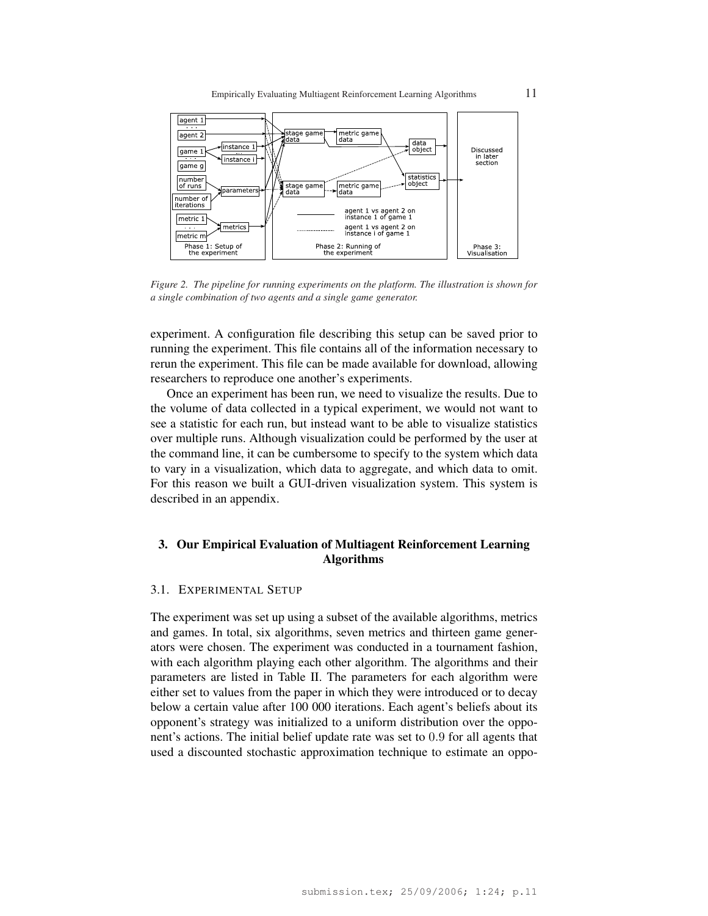*Figure 2. The pipeline for running experiments on the platform. The illustration is shown for a single combination of two agents and a single game generator.*

experiment. A configuration file describing this setup can be saved prior to running the experiment. This file contains all of the information necessary to rerun the experiment. This file can be made available for download, allowing researchers to reproduce one another's experiments.

Once an experiment has been run, we need to visualize the results. Due to the volume of data collected in a typical experiment, we would not want to see a statistic for each run, but instead want to be able to visualize statistics over multiple runs. Although visualization could be performed by the user at the command line, it can be cumbersome to specify to the system which data to vary in a visualization, which data to aggregate, and which data to omit. For this reason we built a GUI-driven visualization system. This system is described in an appendix.

## 3. Our Empirical Evaluation of Multiagent Reinforcement Learning Algorithms

### 3.1. Experimental Setup

The experiment was set up using a subset of the available algorithms, metrics and games. In total, six algorithms, seven metrics and thirteen game generators were chosen. The experiment was conducted in a tournament fashion, with each algorithm playing each other algorithm. The algorithms and their parameters are listed in Table II. The parameters for each algorithm were either set to values from the paper in which they were introduced or to decay below a certain value after 100 000 iterations. Each agent's beliefs about its opponent's strategy was initialized to a uniform distribution over the opponent's actions. The initial belief update rate was set to $0.9$ for all agents that used a discounted stochastic approximation technique to estimate an oppo-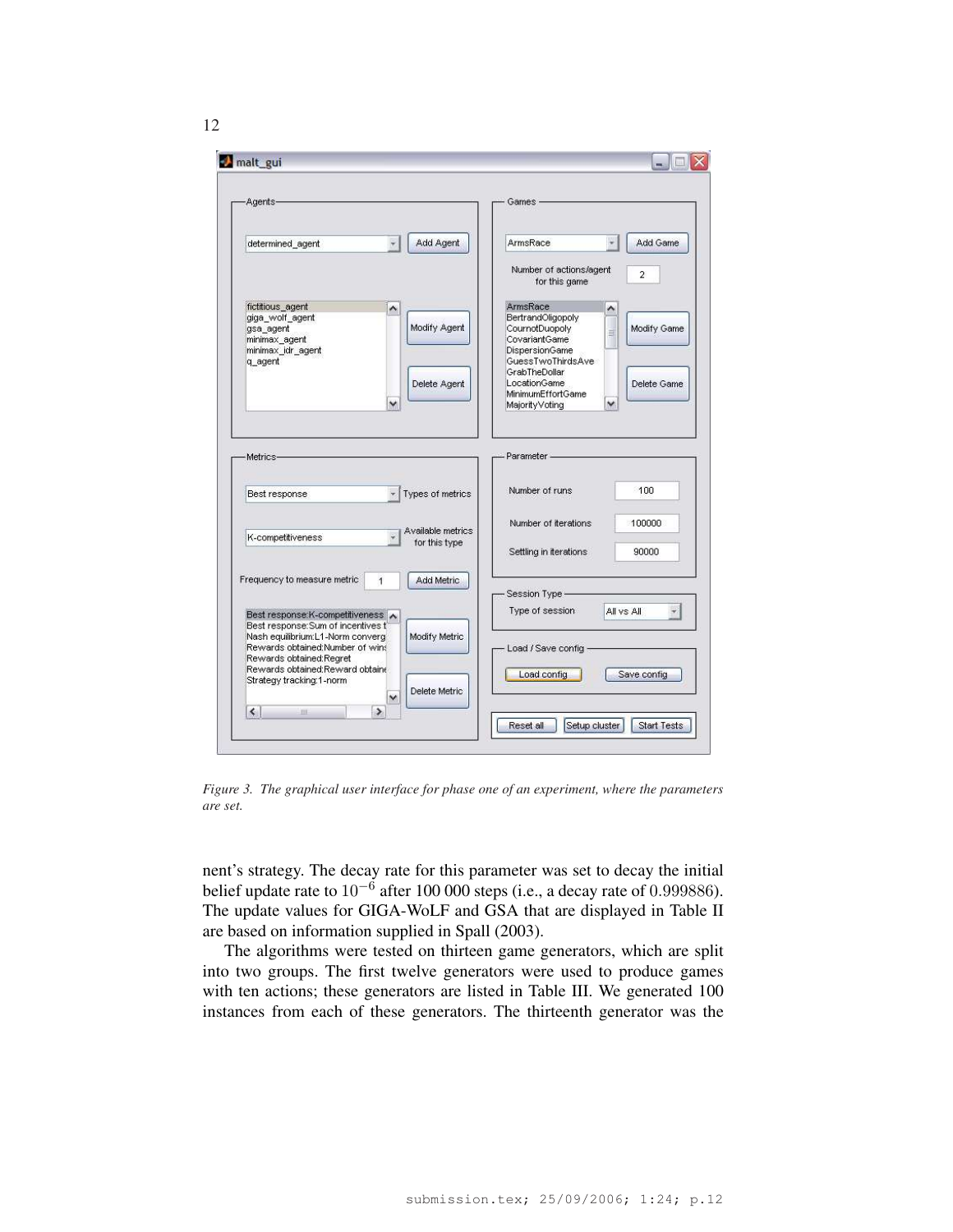*Figure 3. The graphical user interface for phase one of an experiment, where the parameters are set.*

nent's strategy. The decay rate for this parameter was set to decay the initial belief update rate to $10^{-6}$ after 100 000 steps (i.e., a decay rate of 0.999886). The update values for GIGA-WoLF and GSA that are displayed in Table II are based on information supplied in Spall (2003).

The algorithms were tested on thirteen game generators, which are split into two groups. The first twelve generators were used to produce games with ten actions; these generators are listed in Table III. We generated 100 instances from each of these generators. The thirteenth generator was the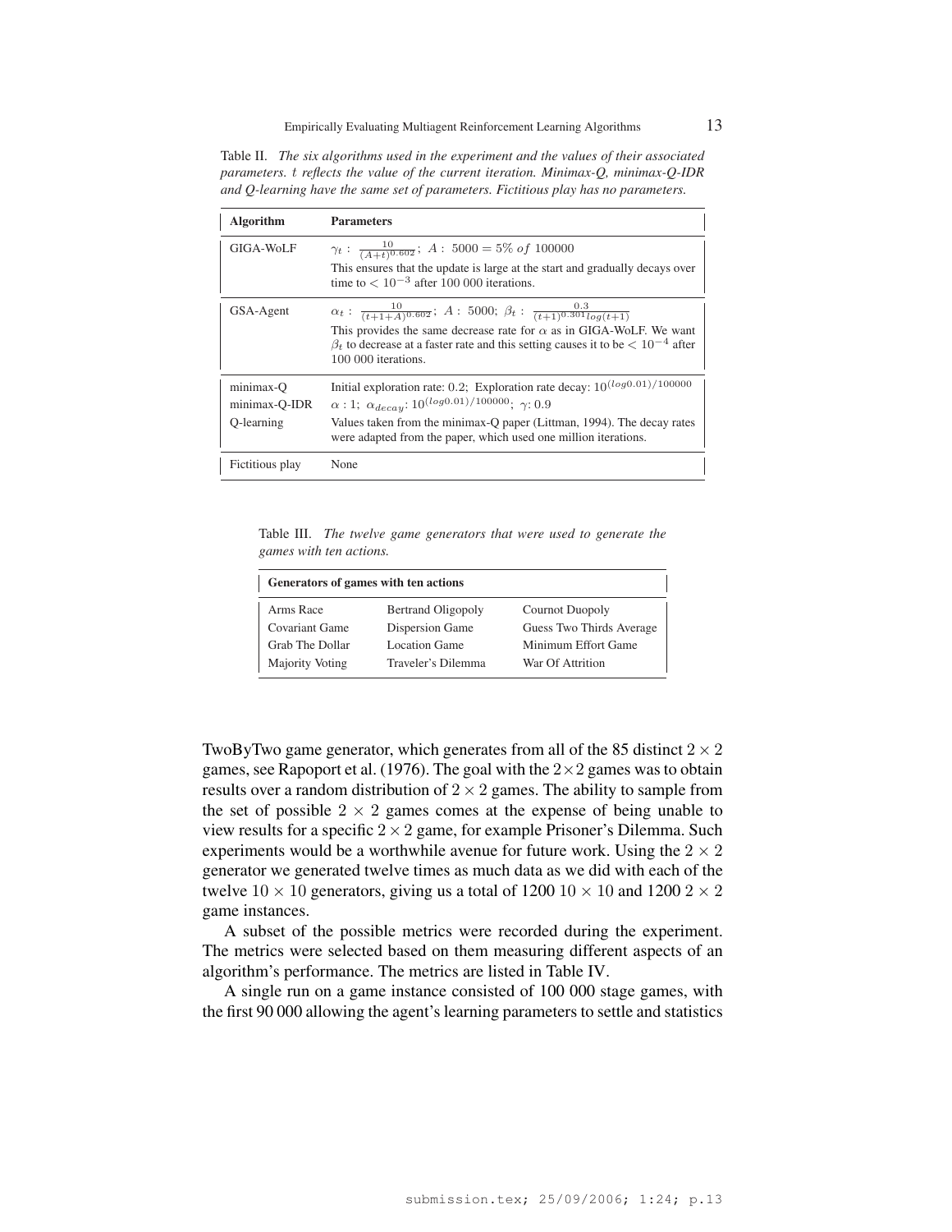Table II. *The six algorithms used in the experiment and the values of their associated parameters. $t$ reflects the value of the current iteration. Minimax-Q, minimax-Q-IDR and Q-learning have the same set of parameters. Fictitious play has no parameters.*

| Algorithm | Parameters |
|---|---|
| GIGA-WoLF | $\gamma_t: \frac{10}{(A+t)^{0.602}}$; $A: 5000 = 5\%\ of\ 100000$ <br> This ensures that the update is large at the start and gradually decays over time to $< 10^{-3}$ after 100 000 iterations. |
| GSA-Agent | $\alpha_t: \frac{10}{(t+1+A)^{0.602}}$; $A: 5000$; $\beta_t: \frac{0.3}{(t+1)^{0.301} log(t+1)}$ <br> This provides the same decrease rate for $\alpha$ as in GIGA-WoLF. We want $\beta_t$ to decrease at a faster rate and this setting causes it to be $< 10^{-4}$ after 100 000 iterations. |
| minimax-Q <br> minimax-Q-IDR <br> Q-learning | Initial exploration rate: 0.2; Exploration rate decay: $10^{(log 0.01)/100000}$ <br> $\alpha: 1$; $\alpha_{decay}$: $10^{(log 0.01)/100000}$; $\gamma$: 0.9 <br> Values taken from the minimax-Q paper (Littman, 1994). The decay rates were adapted from the paper, which used one million iterations. |
| Fictitious play | None |

Table III. *The twelve game generators that were used to generate the games with ten actions.*

| Generators of games with ten actions | | |
|---|---|---|
| Arms Race | Bertrand Oligopoly | Cournot Duopoly |
| Covariant Game | Dispersion Game | Guess Two Thirds Average |
| Grab The Dollar | Location Game | Minimum Effort Game |
| Majority Voting | Traveler's Dilemma | War Of Attrition |

TwoByTwo game generator, which generates from all of the 85 distinct $2 \times 2$ games, see Rapoport et al. (1976). The goal with the $2\times2$ games was to obtain results over a random distribution of $2 \times 2$ games. The ability to sample from the set of possible $2 \times 2$ games comes at the expense of being unable to view results for a specific $2\times2$ game, for example Prisoner's Dilemma. Such experiments would be a worthwhile avenue for future work. Using the $2 \times 2$ generator we generated twelve times as much data as we did with each of the twelve $10 \times 10$ generators, giving us a total of 1200 $10 \times 10$ and 1200 $2 \times 2$ game instances.

A subset of the possible metrics were recorded during the experiment. The metrics were selected based on them measuring different aspects of an algorithm's performance. The metrics are listed in Table IV.

A single run on a game instance consisted of 100 000 stage games, with the first 90 000 allowing the agent's learning parameters to settle and statistics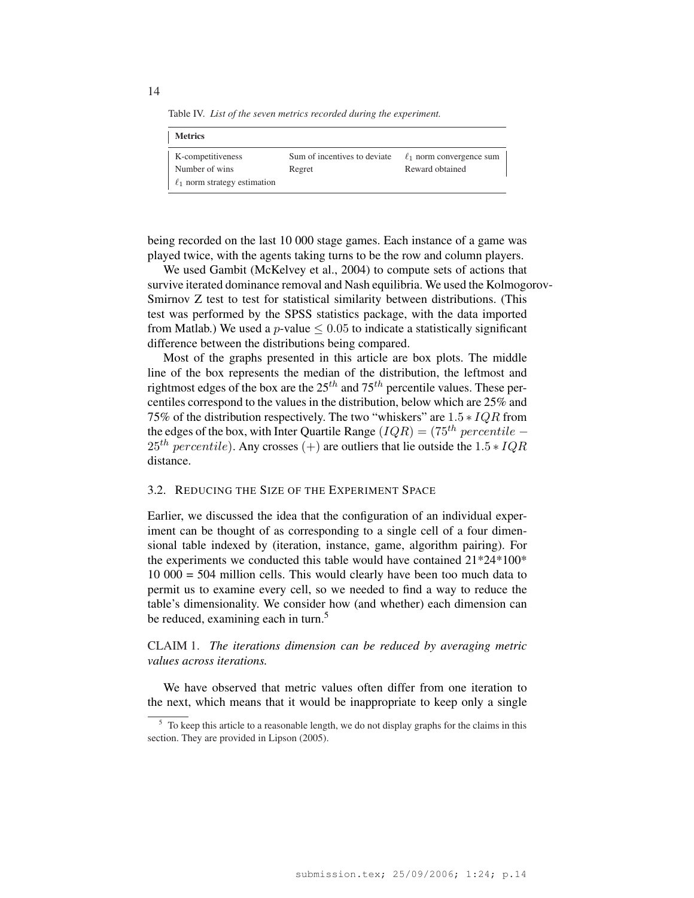Table IV. *List of the seven metrics recorded during the experiment.*

| Metrics | | |
|---|---|---|
| K-competitiveness | Sum of incentives to deviate | $\ell_1$ norm convergence sum |
| Number of wins | Regret | Reward obtained |
| $\ell_1$ norm strategy estimation | | |

being recorded on the last 10 000 stage games. Each instance of a game was played twice, with the agents taking turns to be the row and column players.

We used Gambit (McKelvey et al., 2004) to compute sets of actions that survive iterated dominance removal and Nash equilibria. We used the Kolmogorov-Smirnov Z test to test for statistical similarity between distributions. (This test was performed by the SPSS statistics package, with the data imported from Matlab.) We used a $p$-value $\leq 0.05$ to indicate a statistically significant difference between the distributions being compared.

Most of the graphs presented in this article are box plots. The middle line of the box represents the median of the distribution, the leftmost and rightmost edges of the box are the $25^{th}$ and $75^{th}$ percentile values. These percentiles correspond to the values in the distribution, below which are 25% and 75% of the distribution respectively. The two "whiskers" are $1.5 * IQR$ from the edges of the box, with Inter Quartile Range $(IQR) = (75^{th}\ percentile - 25^{th}\ percentile)$. Any crosses $(+)$ are outliers that lie outside the $1.5 * IQR$ distance.

### 3.2. Reducing the Size of the Experiment Space

Earlier, we discussed the idea that the configuration of an individual experiment can be thought of as corresponding to a single cell of a four dimensional table indexed by (iteration, instance, game, algorithm pairing). For the experiments we conducted this table would have contained 21*24*100* 10 000 = 504 million cells. This would clearly have been too much data to permit us to examine every cell, so we needed to find a way to reduce the table's dimensionality. We consider how (and whether) each dimension can be reduced, examining each in turn.[5]

CLAIM 1. *The iterations dimension can be reduced by averaging metric values across iterations.*

We have observed that metric values often differ from one iteration to the next, which means that it would be inappropriate to keep only a single

[5] To keep this article to a reasonable length, we do not display graphs for the claims in this section. They are provided in Lipson (2005).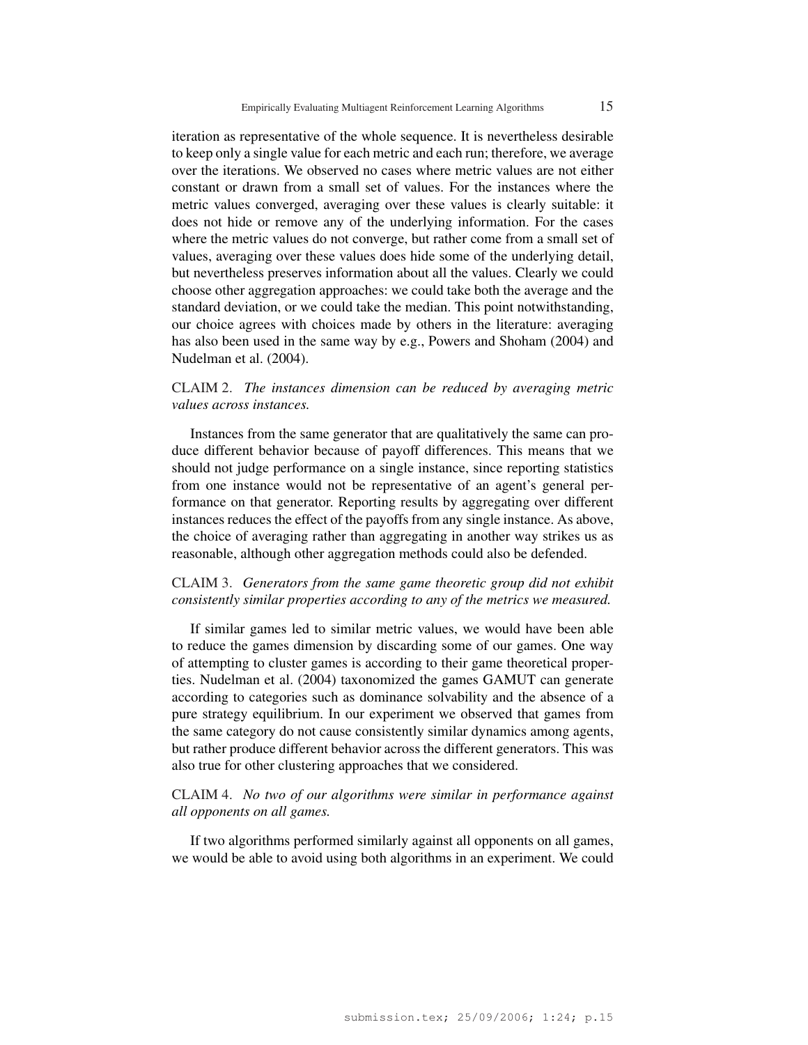iteration as representative of the whole sequence. It is nevertheless desirable to keep only a single value for each metric and each run; therefore, we average over the iterations. We observed no cases where metric values are not either constant or drawn from a small set of values. For the instances where the metric values converged, averaging over these values is clearly suitable: it does not hide or remove any of the underlying information. For the cases where the metric values do not converge, but rather come from a small set of values, averaging over these values does hide some of the underlying detail, but nevertheless preserves information about all the values. Clearly we could choose other aggregation approaches: we could take both the average and the standard deviation, or we could take the median. This point notwithstanding, our choice agrees with choices made by others in the literature: averaging has also been used in the same way by e.g., Powers and Shoham (2004) and Nudelman et al. (2004).

CLAIM 2. *The instances dimension can be reduced by averaging metric values across instances.*

Instances from the same generator that are qualitatively the same can produce different behavior because of payoff differences. This means that we should not judge performance on a single instance, since reporting statistics from one instance would not be representative of an agent's general performance on that generator. Reporting results by aggregating over different instances reduces the effect of the payoffs from any single instance. As above, the choice of averaging rather than aggregating in another way strikes us as reasonable, although other aggregation methods could also be defended.

CLAIM 3. *Generators from the same game theoretic group did not exhibit consistently similar properties according to any of the metrics we measured.*

If similar games led to similar metric values, we would have been able to reduce the games dimension by discarding some of our games. One way of attempting to cluster games is according to their game theoretical properties. Nudelman et al. (2004) taxonomized the games GAMUT can generate according to categories such as dominance solvability and the absence of a pure strategy equilibrium. In our experiment we observed that games from the same category do not cause consistently similar dynamics among agents, but rather produce different behavior across the different generators. This was also true for other clustering approaches that we considered.

CLAIM 4. *No two of our algorithms were similar in performance against all opponents on all games.*

If two algorithms performed similarly against all opponents on all games, we would be able to avoid using both algorithms in an experiment. We could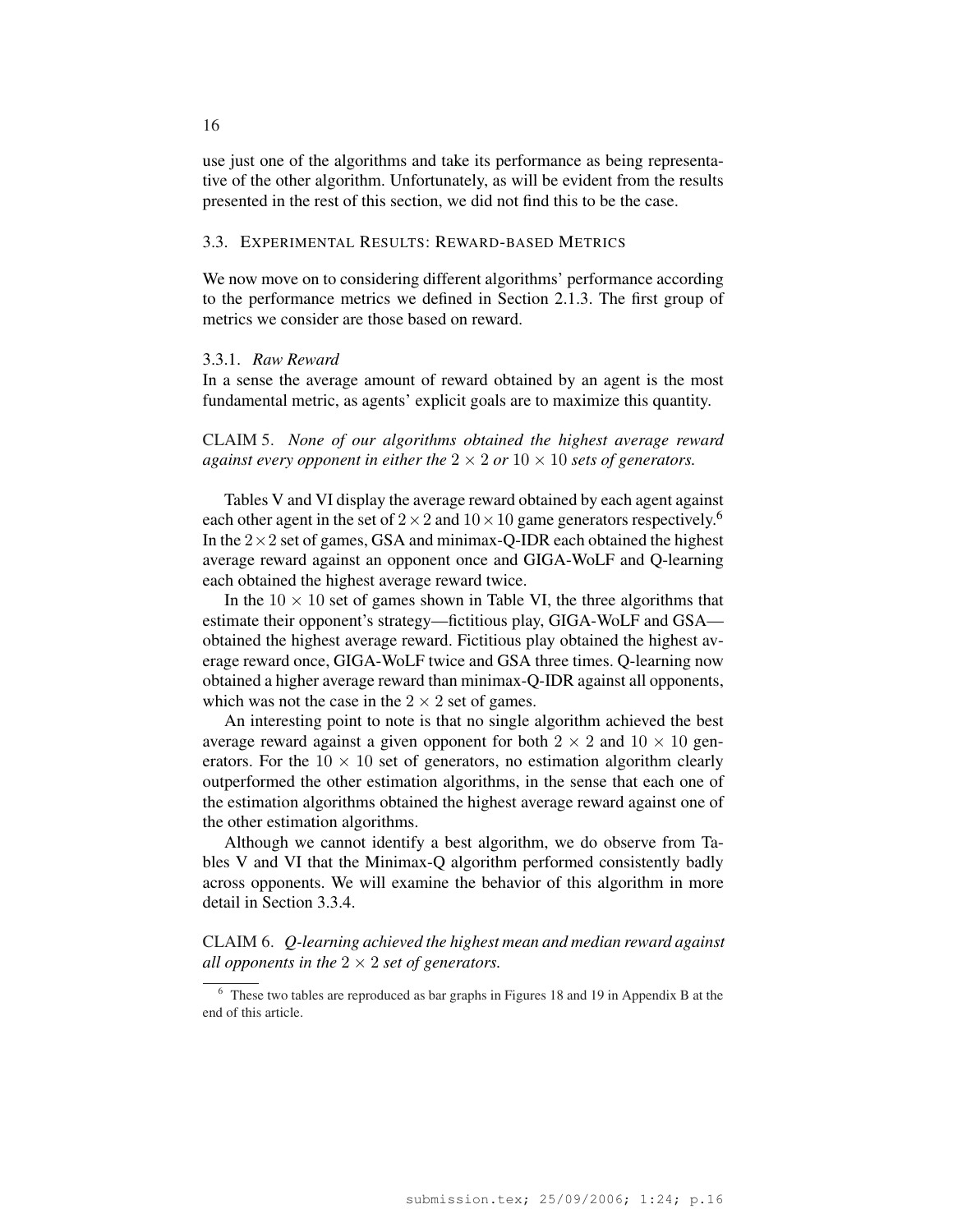use just one of the algorithms and take its performance as being representative of the other algorithm. Unfortunately, as will be evident from the results presented in the rest of this section, we did not find this to be the case.

### 3.3. Experimental Results: Reward-based Metrics

We now move on to considering different algorithms' performance according to the performance metrics we defined in Section 2.1.3. The first group of metrics we consider are those based on reward.

#### 3.3.1. *Raw Reward*

In a sense the average amount of reward obtained by an agent is the most fundamental metric, as agents' explicit goals are to maximize this quantity.

CLAIM 5. *None of our algorithms obtained the highest average reward against every opponent in either the $2 \times 2$ or $10 \times 10$ sets of generators.*

Tables V and VI display the average reward obtained by each agent against each other agent in the set of $2 \times 2$ and $10 \times 10$ game generators respectively.[6] In the $2 \times 2$ set of games, GSA and minimax-Q-IDR each obtained the highest average reward against an opponent once and GIGA-WoLF and Q-learning each obtained the highest average reward twice.

In the $10 \times 10$ set of games shown in Table VI, the three algorithms that estimate their opponent's strategy—fictitious play, GIGA-WoLF and GSA—obtained the highest average reward. Fictitious play obtained the highest average reward once, GIGA-WoLF twice and GSA three times. Q-learning now obtained a higher average reward than minimax-Q-IDR against all opponents, which was not the case in the $2 \times 2$ set of games.

An interesting point to note is that no single algorithm achieved the best average reward against a given opponent for both $2 \times 2$ and $10 \times 10$ generators. For the $10 \times 10$ set of generators, no estimation algorithm clearly outperformed the other estimation algorithms, in the sense that each one of the estimation algorithms obtained the highest average reward against one of the other estimation algorithms.

Although we cannot identify a best algorithm, we do observe from Tables V and VI that the Minimax-Q algorithm performed consistently badly across opponents. We will examine the behavior of this algorithm in more detail in Section 3.3.4.

CLAIM 6. *Q-learning achieved the highest mean and median reward against all opponents in the $2 \times 2$ set of generators.*

[6] These two tables are reproduced as bar graphs in Figures 18 and 19 in Appendix B at the end of this article.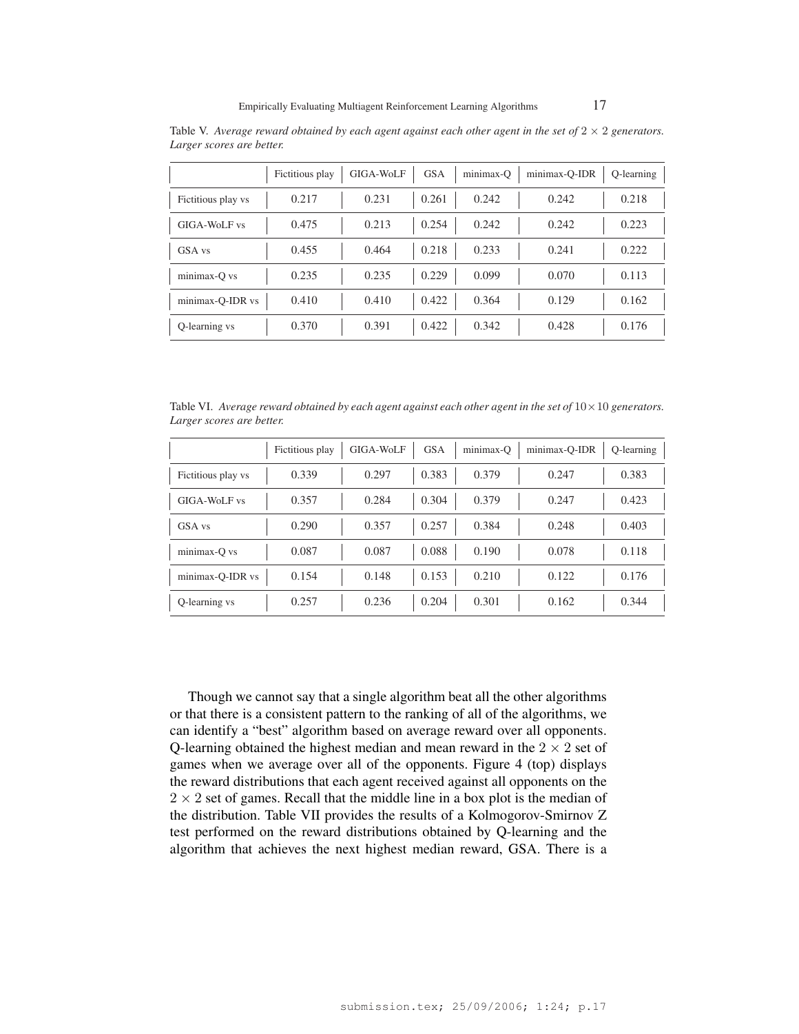Table V. *Average reward obtained by each agent against each other agent in the set of $2 \times 2$ generators. Larger scores are better.*

| | Fictitious play | GIGA-WoLF | GSA | minimax-Q | minimax-Q-IDR | Q-learning |
|---|---|---|---|---|---|---|
| Fictitious play vs | 0.217 | 0.231 | 0.261 | 0.242 | 0.242 | 0.218 |
| GIGA-WoLF vs | 0.475 | 0.213 | 0.254 | 0.242 | 0.242 | 0.223 |
| GSA vs | 0.455 | 0.464 | 0.218 | 0.233 | 0.241 | 0.222 |
| minimax-Q vs | 0.235 | 0.235 | 0.229 | 0.099 | 0.070 | 0.113 |
| minimax-Q-IDR vs | 0.410 | 0.410 | 0.422 | 0.364 | 0.129 | 0.162 |
| Q-learning vs | 0.370 | 0.391 | 0.422 | 0.342 | 0.428 | 0.176 |

Table VI. *Average reward obtained by each agent against each other agent in the set of $10 \times 10$ generators. Larger scores are better.*

| | Fictitious play | GIGA-WoLF | GSA | minimax-Q | minimax-Q-IDR | Q-learning |
|---|---|---|---|---|---|---|
| Fictitious play vs | 0.339 | 0.297 | 0.383 | 0.379 | 0.247 | 0.383 |
| GIGA-WoLF vs | 0.357 | 0.284 | 0.304 | 0.379 | 0.247 | 0.423 |
| GSA vs | 0.290 | 0.357 | 0.257 | 0.384 | 0.248 | 0.403 |
| minimax-Q vs | 0.087 | 0.087 | 0.088 | 0.190 | 0.078 | 0.118 |
| minimax-Q-IDR vs | 0.154 | 0.148 | 0.153 | 0.210 | 0.122 | 0.176 |
| Q-learning vs | 0.257 | 0.236 | 0.204 | 0.301 | 0.162 | 0.344 |

Though we cannot say that a single algorithm beat all the other algorithms or that there is a consistent pattern to the ranking of all of the algorithms, we can identify a "best" algorithm based on average reward over all opponents. Q-learning obtained the highest median and mean reward in the $2 \times 2$ set of games when we average over all of the opponents. Figure 4 (top) displays the reward distributions that each agent received against all opponents on the $2 \times 2$ set of games. Recall that the middle line in a box plot is the median of the distribution. Table VII provides the results of a Kolmogorov-Smirnov Z test performed on the reward distributions obtained by Q-learning and the algorithm that achieves the next highest median reward, GSA. There is a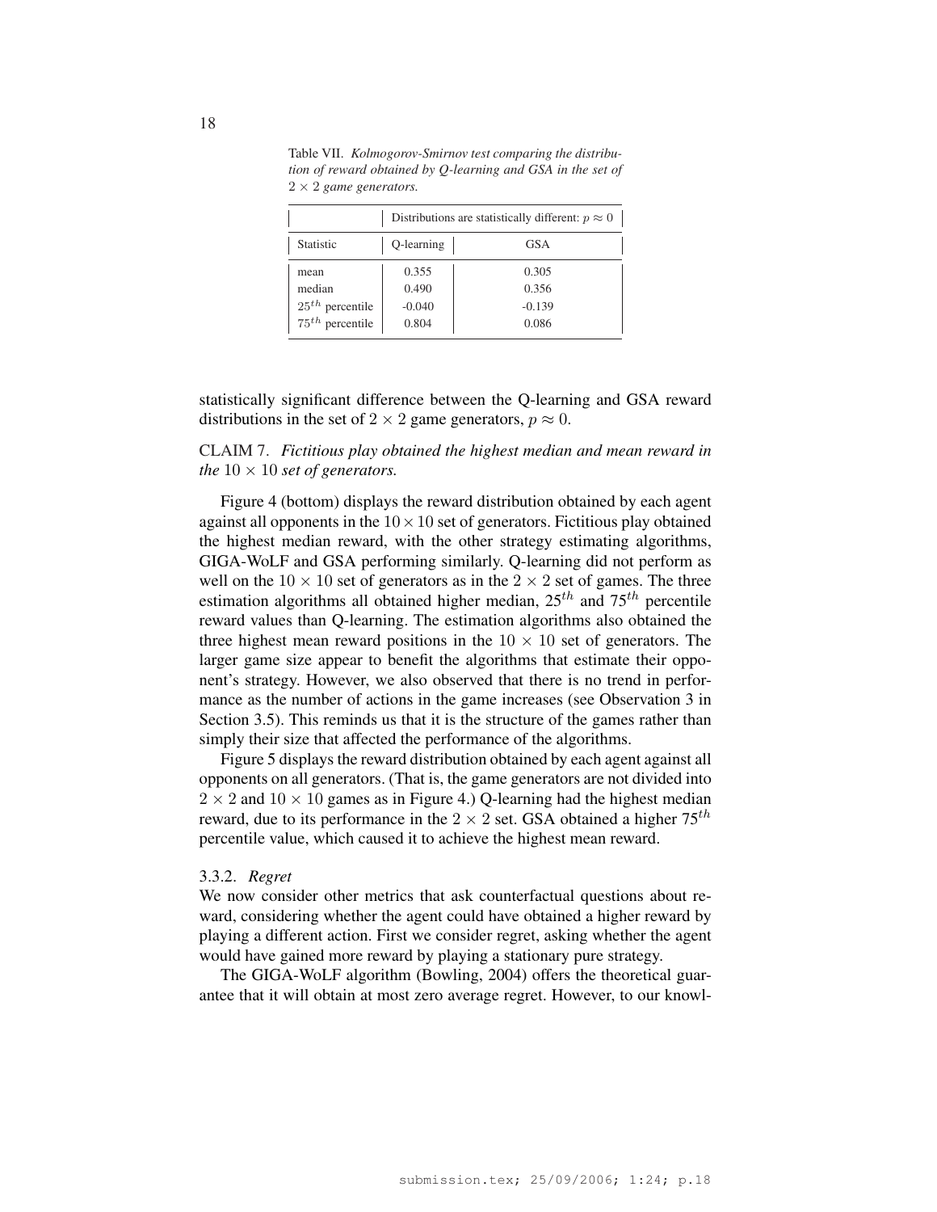Table VII. *Kolmogorov-Smirnov test comparing the distribution of reward obtained by Q-learning and GSA in the set of $2 \times 2$ game generators.*

| | Distributions are statistically different: $p \approx 0$ | |
|---|---|---|
| Statistic | Q-learning | GSA |
| mean | 0.355 | 0.305 |
| median | 0.490 | 0.356 |
| $25^{th}$ percentile | -0.040 | -0.139 |
| $75^{th}$ percentile | 0.804 | 0.086 |

statistically significant difference between the Q-learning and GSA reward distributions in the set of $2 \times 2$ game generators, $p \approx 0$.

CLAIM 7. *Fictitious play obtained the highest median and mean reward in the* $10 \times 10$ *set of generators.*

Figure 4 (bottom) displays the reward distribution obtained by each agent against all opponents in the $10 \times 10$ set of generators. Fictitious play obtained the highest median reward, with the other strategy estimating algorithms, GIGA-WoLF and GSA performing similarly. Q-learning did not perform as well on the $10 \times 10$ set of generators as in the $2 \times 2$ set of games. The three estimation algorithms all obtained higher median, $25^{th}$ and $75^{th}$ percentile reward values than Q-learning. The estimation algorithms also obtained the three highest mean reward positions in the $10 \times 10$ set of generators. The larger game size appear to benefit the algorithms that estimate their opponent's strategy. However, we also observed that there is no trend in performance as the number of actions in the game increases (see Observation 3 in Section 3.5). This reminds us that it is the structure of the games rather than simply their size that affected the performance of the algorithms.

Figure 5 displays the reward distribution obtained by each agent against all opponents on all generators. (That is, the game generators are not divided into $2 \times 2$ and $10 \times 10$ games as in Figure 4.) Q-learning had the highest median reward, due to its performance in the $2 \times 2$ set. GSA obtained a higher $75^{th}$ percentile value, which caused it to achieve the highest mean reward.

### 3.3.2. *Regret*

We now consider other metrics that ask counterfactual questions about reward, considering whether the agent could have obtained a higher reward by playing a different action. First we consider regret, asking whether the agent would have gained more reward by playing a stationary pure strategy.

The GIGA-WoLF algorithm (Bowling, 2004) offers the theoretical guarantee that it will obtain at most zero average regret. However, to our knowl-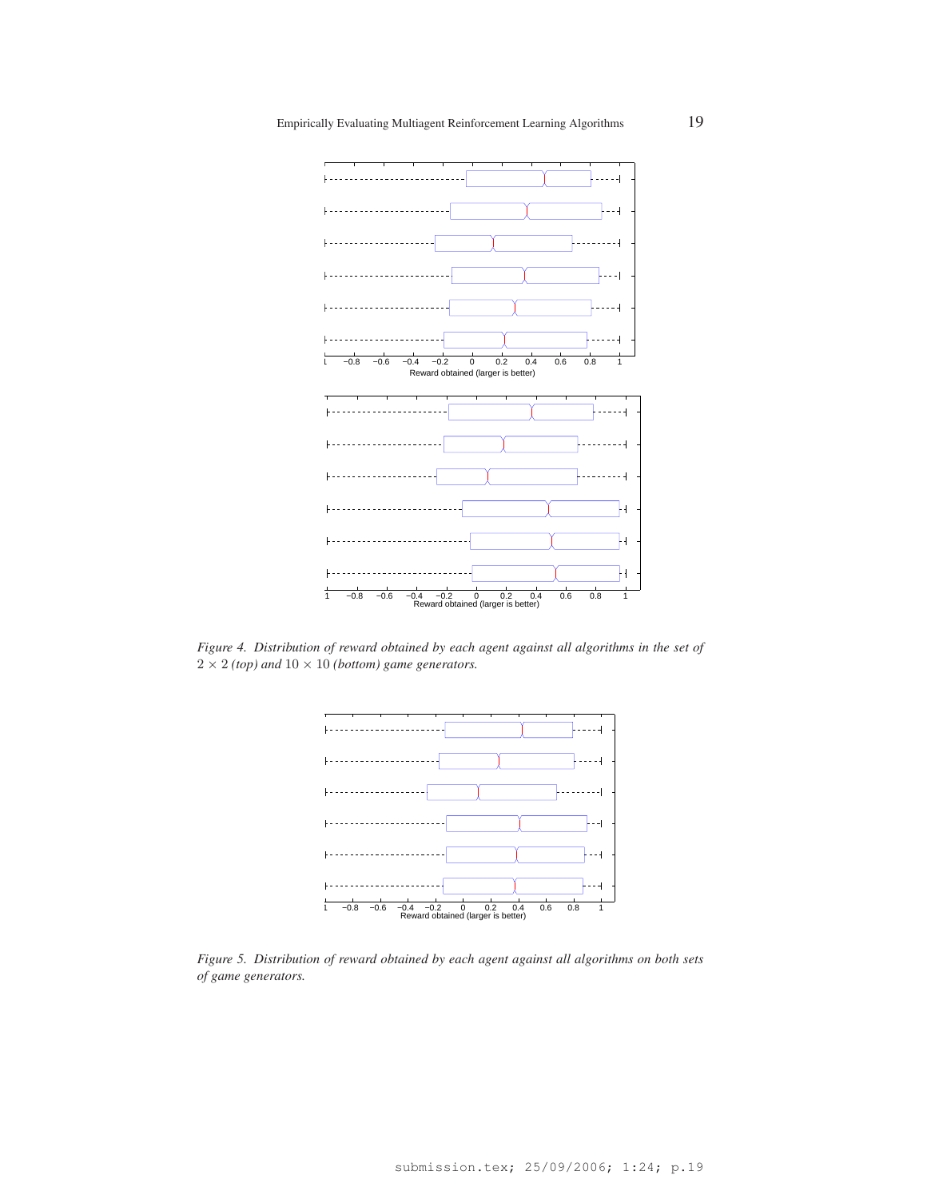Figure 4. *Distribution of reward obtained by each agent against all algorithms in the set of $2 \times 2$ (top) and $10 \times 10$ (bottom) game generators.*

Figure 5. *Distribution of reward obtained by each agent against all algorithms on both sets of game generators.*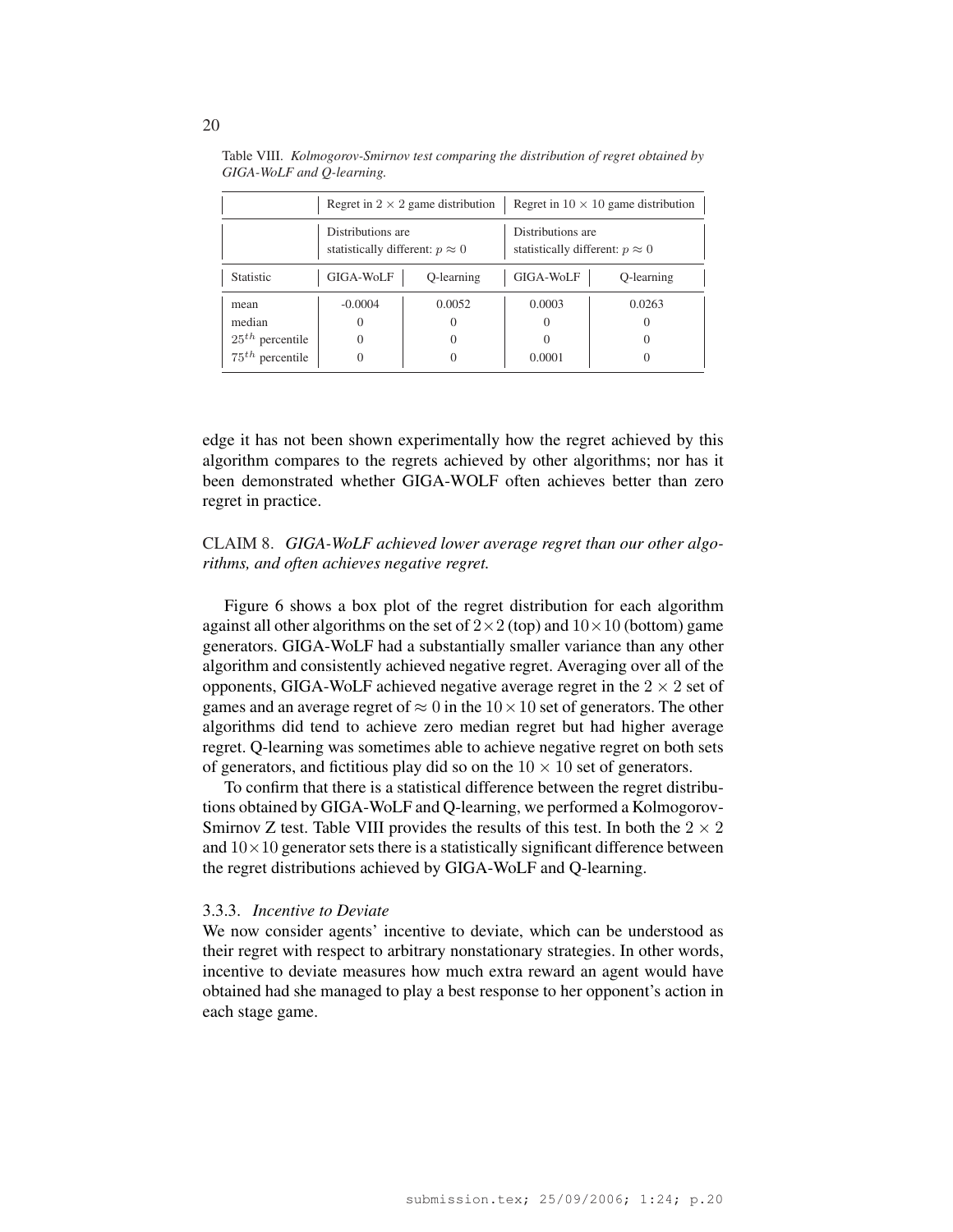Table VIII. *Kolmogorov-Smirnov test comparing the distribution of regret obtained by GIGA-WoLF and Q-learning.*

| | Regret in $2 \times 2$ game distribution | | Regret in $10 \times 10$ game distribution | |
|---|---|---|---|---|
| | Distributions are statistically different: $p \approx 0$ | | Distributions are statistically different: $p \approx 0$ | |
| Statistic | GIGA-WoLF | Q-learning | GIGA-WoLF | Q-learning |
| mean | -0.0004 | 0.0052 | 0.0003 | 0.0263 |
| median | 0 | 0 | 0 | 0 |
| $25^{th}$ percentile | 0 | 0 | 0 | 0 |
| $75^{th}$ percentile | 0 | 0 | 0.0001 | 0 |

edge it has not been shown experimentally how the regret achieved by this algorithm compares to the regrets achieved by other algorithms; nor has it been demonstrated whether GIGA-WOLF often achieves better than zero regret in practice.

CLAIM 8. *GIGA-WoLF achieved lower average regret than our other algorithms, and often achieves negative regret.*

Figure 6 shows a box plot of the regret distribution for each algorithm against all other algorithms on the set of $2\times2$ (top) and $10\times10$ (bottom) game generators. GIGA-WoLF had a substantially smaller variance than any other algorithm and consistently achieved negative regret. Averaging over all of the opponents, GIGA-WoLF achieved negative average regret in the $2 \times 2$ set of games and an average regret of $\approx 0$ in the $10\times10$ set of generators. The other algorithms did tend to achieve zero median regret but had higher average regret. Q-learning was sometimes able to achieve negative regret on both sets of generators, and fictitious play did so on the $10 \times 10$ set of generators.

To confirm that there is a statistical difference between the regret distributions obtained by GIGA-WoLF and Q-learning, we performed a Kolmogorov-Smirnov Z test. Table VIII provides the results of this test. In both the $2 \times 2$ and $10\times10$ generator sets there is a statistically significant difference between the regret distributions achieved by GIGA-WoLF and Q-learning.

### 3.3.3. *Incentive to Deviate*

We now consider agents' incentive to deviate, which can be understood as their regret with respect to arbitrary nonstationary strategies. In other words, incentive to deviate measures how much extra reward an agent would have obtained had she managed to play a best response to her opponent's action in each stage game.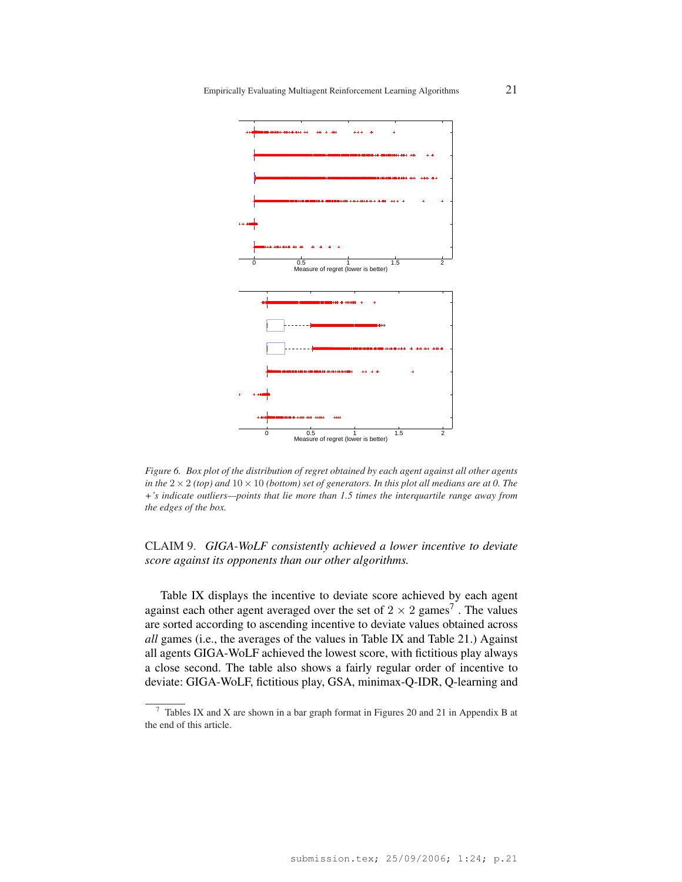*Figure 6.* *Box plot of the distribution of regret obtained by each agent against all other agents in the $2 \times 2$ (top) and $10 \times 10$ (bottom) set of generators. In this plot all medians are at 0. The +'s indicate outliers—points that lie more than 1.5 times the interquartile range away from the edges of the box.*

CLAIM 9. *GIGA-WoLF consistently achieved a lower incentive to deviate score against its opponents than our other algorithms.*

Table IX displays the incentive to deviate score achieved by each agent against each other agent averaged over the set of $2 \times 2$ games[7] . The values are sorted according to ascending incentive to deviate values obtained across *all* games (i.e., the averages of the values in Table IX and Table 21.) Against all agents GIGA-WoLF achieved the lowest score, with fictitious play always a close second. The table also shows a fairly regular order of incentive to deviate: GIGA-WoLF, fictitious play, GSA, minimax-Q-IDR, Q-learning and

[7] Tables IX and X are shown in a bar graph format in Figures 20 and 21 in Appendix B at the end of this article.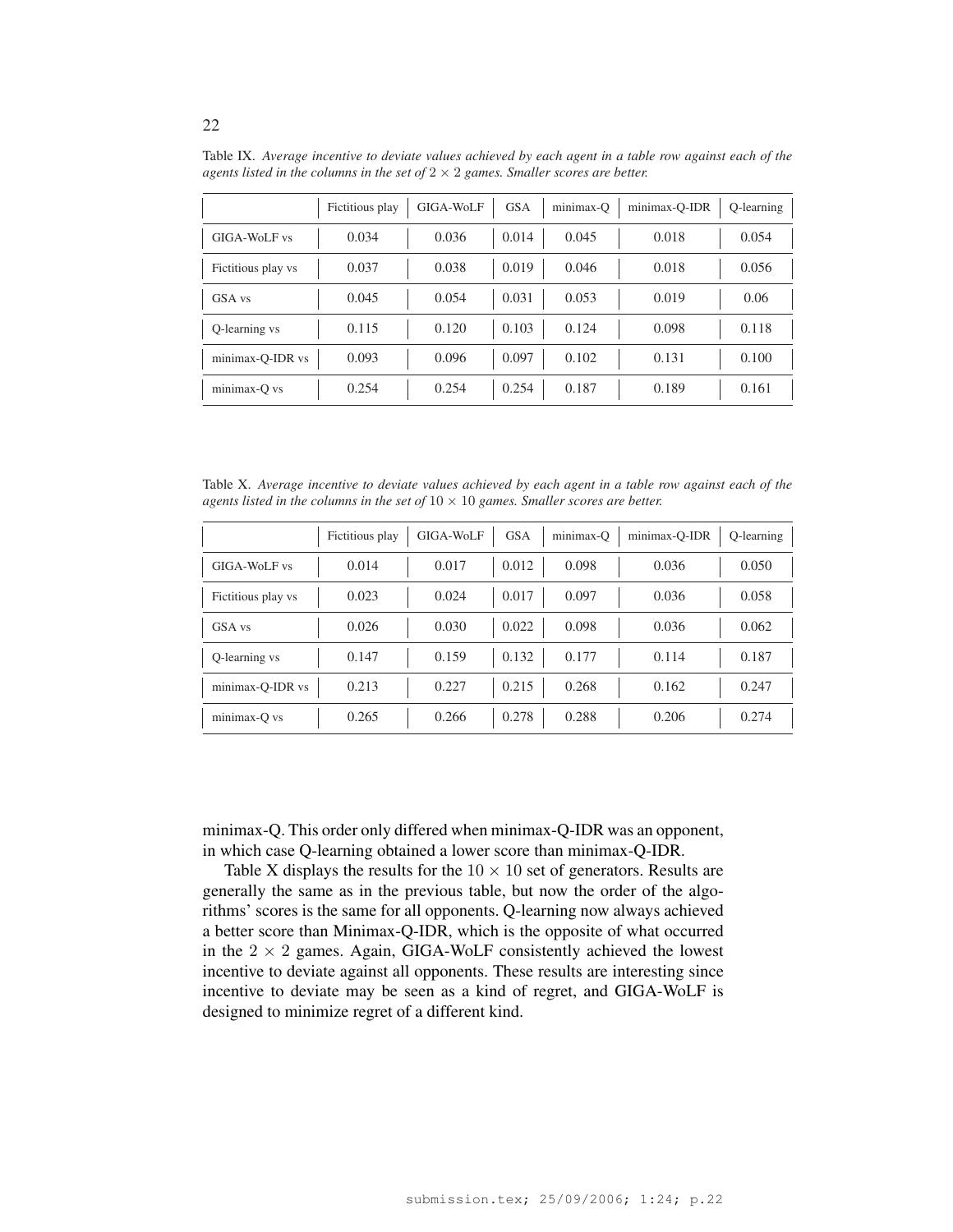Table IX. *Average incentive to deviate values achieved by each agent in a table row against each of the agents listed in the columns in the set of $2 \times 2$ games. Smaller scores are better.*

| | Fictitious play | GIGA-WoLF | GSA | minimax-Q | minimax-Q-IDR | Q-learning |
|---|---|---|---|---|---|---|
| GIGA-WoLF vs | 0.034 | 0.036 | 0.014 | 0.045 | 0.018 | 0.054 |
| Fictitious play vs | 0.037 | 0.038 | 0.019 | 0.046 | 0.018 | 0.056 |
| GSA vs | 0.045 | 0.054 | 0.031 | 0.053 | 0.019 | 0.06 |
| Q-learning vs | 0.115 | 0.120 | 0.103 | 0.124 | 0.098 | 0.118 |
| minimax-Q-IDR vs | 0.093 | 0.096 | 0.097 | 0.102 | 0.131 | 0.100 |
| minimax-Q vs | 0.254 | 0.254 | 0.254 | 0.187 | 0.189 | 0.161 |

Table X. *Average incentive to deviate values achieved by each agent in a table row against each of the agents listed in the columns in the set of $10 \times 10$ games. Smaller scores are better.*

| | Fictitious play | GIGA-WoLF | GSA | minimax-Q | minimax-Q-IDR | Q-learning |
|---|---|---|---|---|---|---|
| GIGA-WoLF vs | 0.014 | 0.017 | 0.012 | 0.098 | 0.036 | 0.050 |
| Fictitious play vs | 0.023 | 0.024 | 0.017 | 0.097 | 0.036 | 0.058 |
| GSA vs | 0.026 | 0.030 | 0.022 | 0.098 | 0.036 | 0.062 |
| Q-learning vs | 0.147 | 0.159 | 0.132 | 0.177 | 0.114 | 0.187 |
| minimax-Q-IDR vs | 0.213 | 0.227 | 0.215 | 0.268 | 0.162 | 0.247 |
| minimax-Q vs | 0.265 | 0.266 | 0.278 | 0.288 | 0.206 | 0.274 |

minimax-Q. This order only differed when minimax-Q-IDR was an opponent, in which case Q-learning obtained a lower score than minimax-Q-IDR.

Table X displays the results for the $10 \times 10$ set of generators. Results are generally the same as in the previous table, but now the order of the algorithms' scores is the same for all opponents. Q-learning now always achieved a better score than Minimax-Q-IDR, which is the opposite of what occurred in the $2 \times 2$ games. Again, GIGA-WoLF consistently achieved the lowest incentive to deviate against all opponents. These results are interesting since incentive to deviate may be seen as a kind of regret, and GIGA-WoLF is designed to minimize regret of a different kind.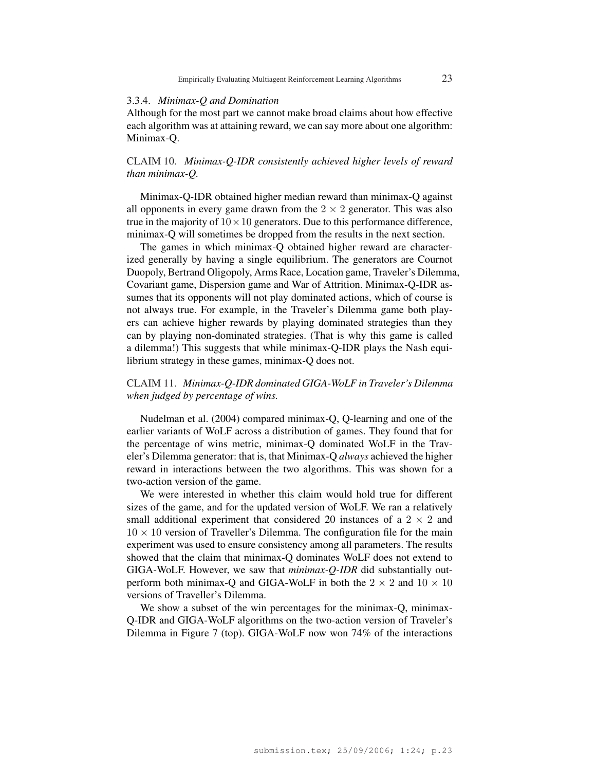#### 3.3.4. *Minimax-Q and Domination*

Although for the most part we cannot make broad claims about how effective each algorithm was at attaining reward, we can say more about one algorithm: Minimax-Q.

CLAIM 10. *Minimax-Q-IDR consistently achieved higher levels of reward than minimax-Q.*

Minimax-Q-IDR obtained higher median reward than minimax-Q against all opponents in every game drawn from the $2 \times 2$ generator. This was also true in the majority of $10 \times 10$ generators. Due to this performance difference, minimax-Q will sometimes be dropped from the results in the next section.

The games in which minimax-Q obtained higher reward are characterized generally by having a single equilibrium. The generators are Cournot Duopoly, Bertrand Oligopoly, Arms Race, Location game, Traveler's Dilemma, Covariant game, Dispersion game and War of Attrition. Minimax-Q-IDR assumes that its opponents will not play dominated actions, which of course is not always true. For example, in the Traveler's Dilemma game both players can achieve higher rewards by playing dominated strategies than they can by playing non-dominated strategies. (That is why this game is called a dilemma!) This suggests that while minimax-Q-IDR plays the Nash equilibrium strategy in these games, minimax-Q does not.

CLAIM 11. *Minimax-Q-IDR dominated GIGA-WoLF in Traveler's Dilemma when judged by percentage of wins.*

Nudelman et al. (2004) compared minimax-Q, Q-learning and one of the earlier variants of WoLF across a distribution of games. They found that for the percentage of wins metric, minimax-Q dominated WoLF in the Traveler's Dilemma generator: that is, that Minimax-Q *always* achieved the higher reward in interactions between the two algorithms. This was shown for a two-action version of the game.

We were interested in whether this claim would hold true for different sizes of the game, and for the updated version of WoLF. We ran a relatively small additional experiment that considered 20 instances of a $2 \times 2$ and $10 \times 10$ version of Traveller's Dilemma. The configuration file for the main experiment was used to ensure consistency among all parameters. The results showed that the claim that minimax-Q dominates WoLF does not extend to GIGA-WoLF. However, we saw that *minimax-Q-IDR* did substantially outperform both minimax-Q and GIGA-WoLF in both the $2 \times 2$ and $10 \times 10$ versions of Traveller's Dilemma.

We show a subset of the win percentages for the minimax-Q, minimax-Q-IDR and GIGA-WoLF algorithms on the two-action version of Traveler's Dilemma in Figure 7 (top). GIGA-WoLF now won 74% of the interactions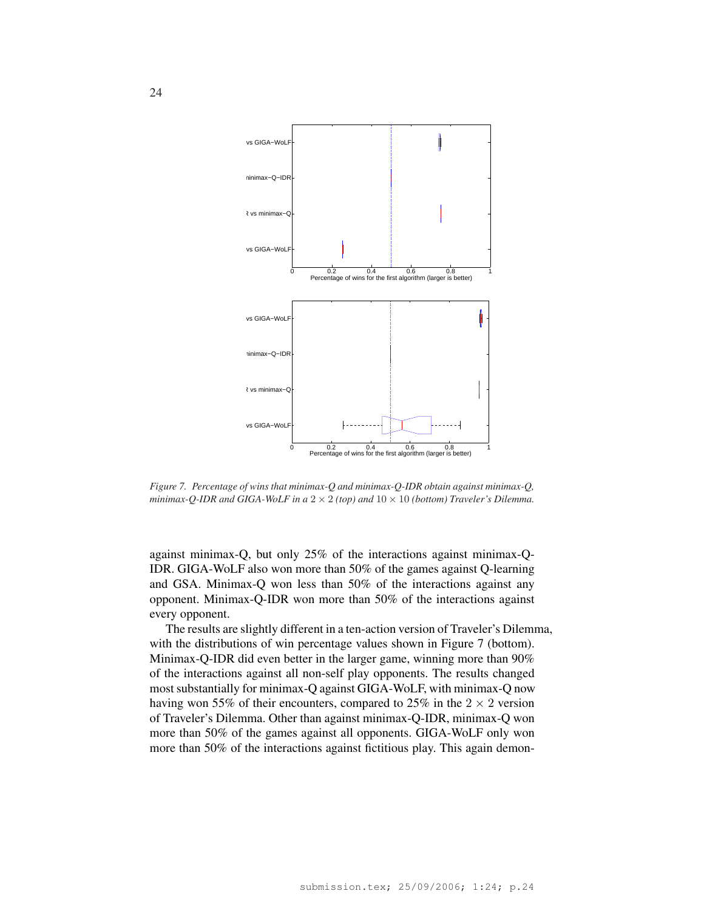Figure 7. Percentage of wins that minimax-Q and minimax-Q-IDR obtain against minimax-Q, minimax-Q-IDR and GIGA-WoLF in a $2 \times 2$ (top) and $10 \times 10$ (bottom) Traveler's Dilemma.

against minimax-Q, but only 25% of the interactions against minimax-Q-IDR. GIGA-WoLF also won more than 50% of the games against Q-learning and GSA. Minimax-Q won less than 50% of the interactions against any opponent. Minimax-Q-IDR won more than 50% of the interactions against every opponent.

The results are slightly different in a ten-action version of Traveler's Dilemma, with the distributions of win percentage values shown in Figure 7 (bottom). Minimax-Q-IDR did even better in the larger game, winning more than 90% of the interactions against all non-self play opponents. The results changed most substantially for minimax-Q against GIGA-WoLF, with minimax-Q now having won 55% of their encounters, compared to 25% in the $2 \times 2$ version of Traveler's Dilemma. Other than against minimax-Q-IDR, minimax-Q won more than 50% of the games against all opponents. GIGA-WoLF only won more than 50% of the interactions against fictitious play. This again demon-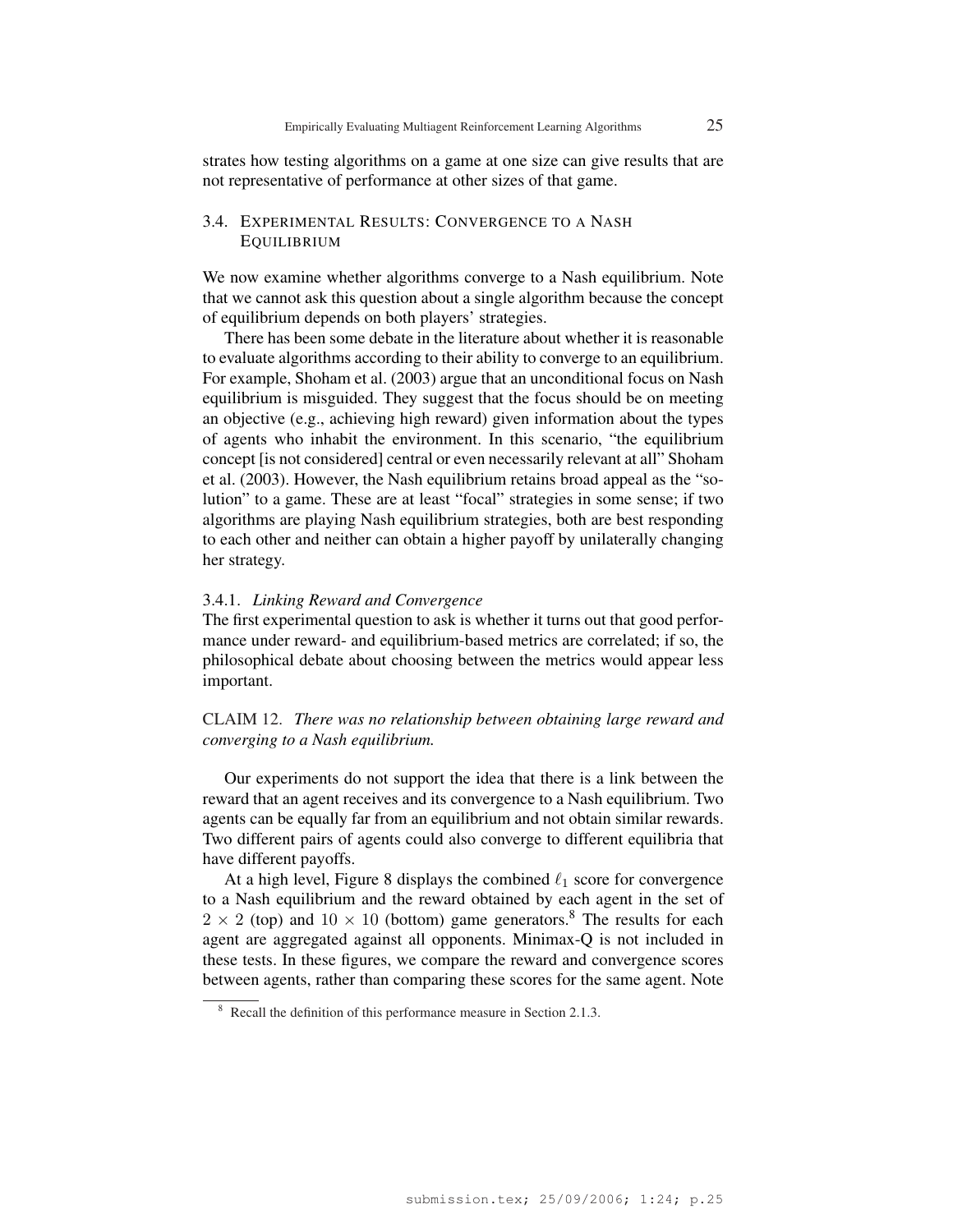strates how testing algorithms on a game at one size can give results that are not representative of performance at other sizes of that game.

### 3.4. Experimental Results: Convergence to a Nash Equilibrium

We now examine whether algorithms converge to a Nash equilibrium. Note that we cannot ask this question about a single algorithm because the concept of equilibrium depends on both players' strategies.

There has been some debate in the literature about whether it is reasonable to evaluate algorithms according to their ability to converge to an equilibrium. For example, Shoham et al. (2003) argue that an unconditional focus on Nash equilibrium is misguided. They suggest that the focus should be on meeting an objective (e.g., achieving high reward) given information about the types of agents who inhabit the environment. In this scenario, "the equilibrium concept [is not considered] central or even necessarily relevant at all" Shoham et al. (2003). However, the Nash equilibrium retains broad appeal as the "solution" to a game. These are at least "focal" strategies in some sense; if two algorithms are playing Nash equilibrium strategies, both are best responding to each other and neither can obtain a higher payoff by unilaterally changing her strategy.

#### 3.4.1. *Linking Reward and Convergence*

The first experimental question to ask is whether it turns out that good performance under reward- and equilibrium-based metrics are correlated; if so, the philosophical debate about choosing between the metrics would appear less important.

CLAIM 12. *There was no relationship between obtaining large reward and converging to a Nash equilibrium.*

Our experiments do not support the idea that there is a link between the reward that an agent receives and its convergence to a Nash equilibrium. Two agents can be equally far from an equilibrium and not obtain similar rewards. Two different pairs of agents could also converge to different equilibria that have different payoffs.

At a high level, Figure 8 displays the combined $\ell_1$ score for convergence to a Nash equilibrium and the reward obtained by each agent in the set of $2 \times 2$ (top) and $10 \times 10$ (bottom) game generators.[8] The results for each agent are aggregated against all opponents. Minimax-Q is not included in these tests. In these figures, we compare the reward and convergence scores between agents, rather than comparing these scores for the same agent. Note

[8] Recall the definition of this performance measure in Section 2.1.3.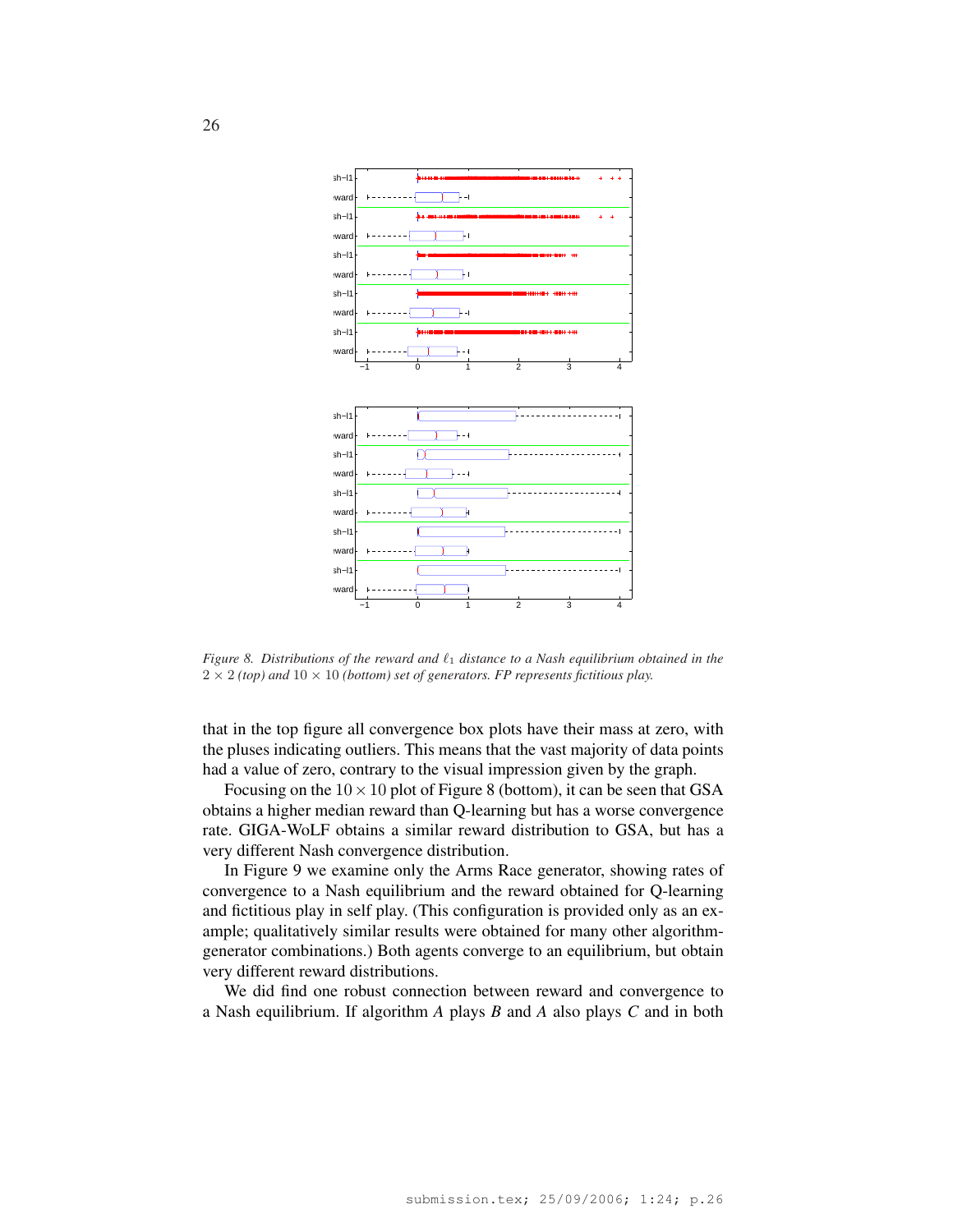*Figure 8. Distributions of the reward and $\ell_1$ distance to a Nash equilibrium obtained in the $2 \times 2$ (top) and $10 \times 10$ (bottom) set of generators. FP represents fictitious play.*

that in the top figure all convergence box plots have their mass at zero, with the pluses indicating outliers. This means that the vast majority of data points had a value of zero, contrary to the visual impression given by the graph.

Focusing on the $10 \times 10$ plot of Figure 8 (bottom), it can be seen that GSA obtains a higher median reward than Q-learning but has a worse convergence rate. GIGA-WoLF obtains a similar reward distribution to GSA, but has a very different Nash convergence distribution.

In Figure 9 we examine only the Arms Race generator, showing rates of convergence to a Nash equilibrium and the reward obtained for Q-learning and fictitious play in self play. (This configuration is provided only as an example; qualitatively similar results were obtained for many other algorithm-generator combinations.) Both agents converge to an equilibrium, but obtain very different reward distributions.

We did find one robust connection between reward and convergence to a Nash equilibrium. If algorithm *A* plays *B* and *A* also plays *C* and in both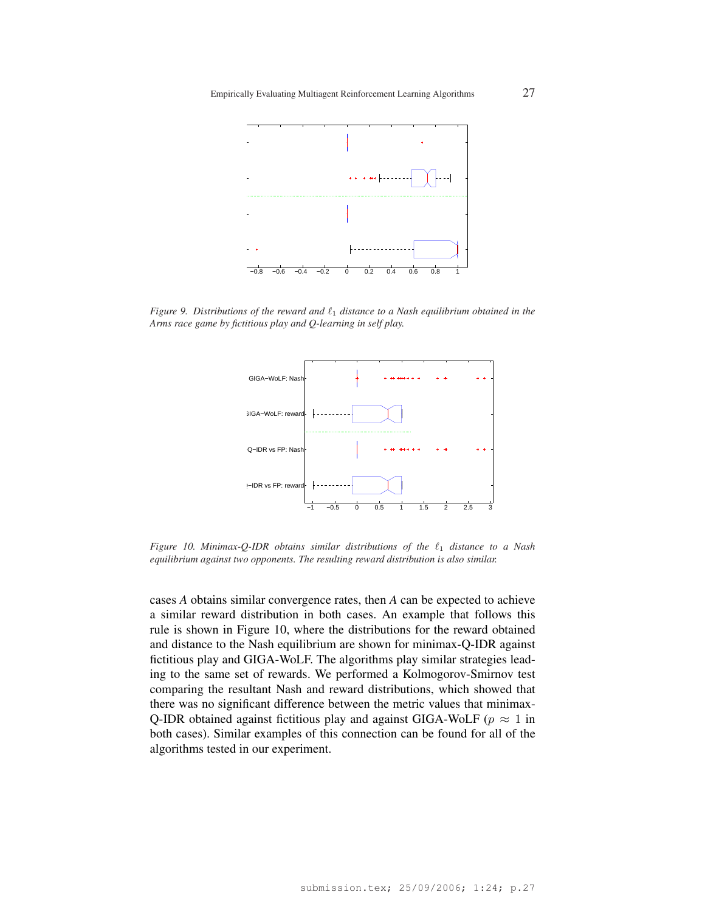*Figure 9. Distributions of the reward and $\ell_1$ distance to a Nash equilibrium obtained in the Arms race game by fictitious play and Q-learning in self play.*

*Figure 10. Minimax-Q-IDR obtains similar distributions of the $\ell_1$ distance to a Nash equilibrium against two opponents. The resulting reward distribution is also similar.*

cases *A* obtains similar convergence rates, then *A* can be expected to achieve a similar reward distribution in both cases. An example that follows this rule is shown in Figure 10, where the distributions for the reward obtained and distance to the Nash equilibrium are shown for minimax-Q-IDR against fictitious play and GIGA-WoLF. The algorithms play similar strategies leading to the same set of rewards. We performed a Kolmogorov-Smirnov test comparing the resultant Nash and reward distributions, which showed that there was no significant difference between the metric values that minimax-Q-IDR obtained against fictitious play and against GIGA-WoLF ($p \approx 1$ in both cases). Similar examples of this connection can be found for all of the algorithms tested in our experiment.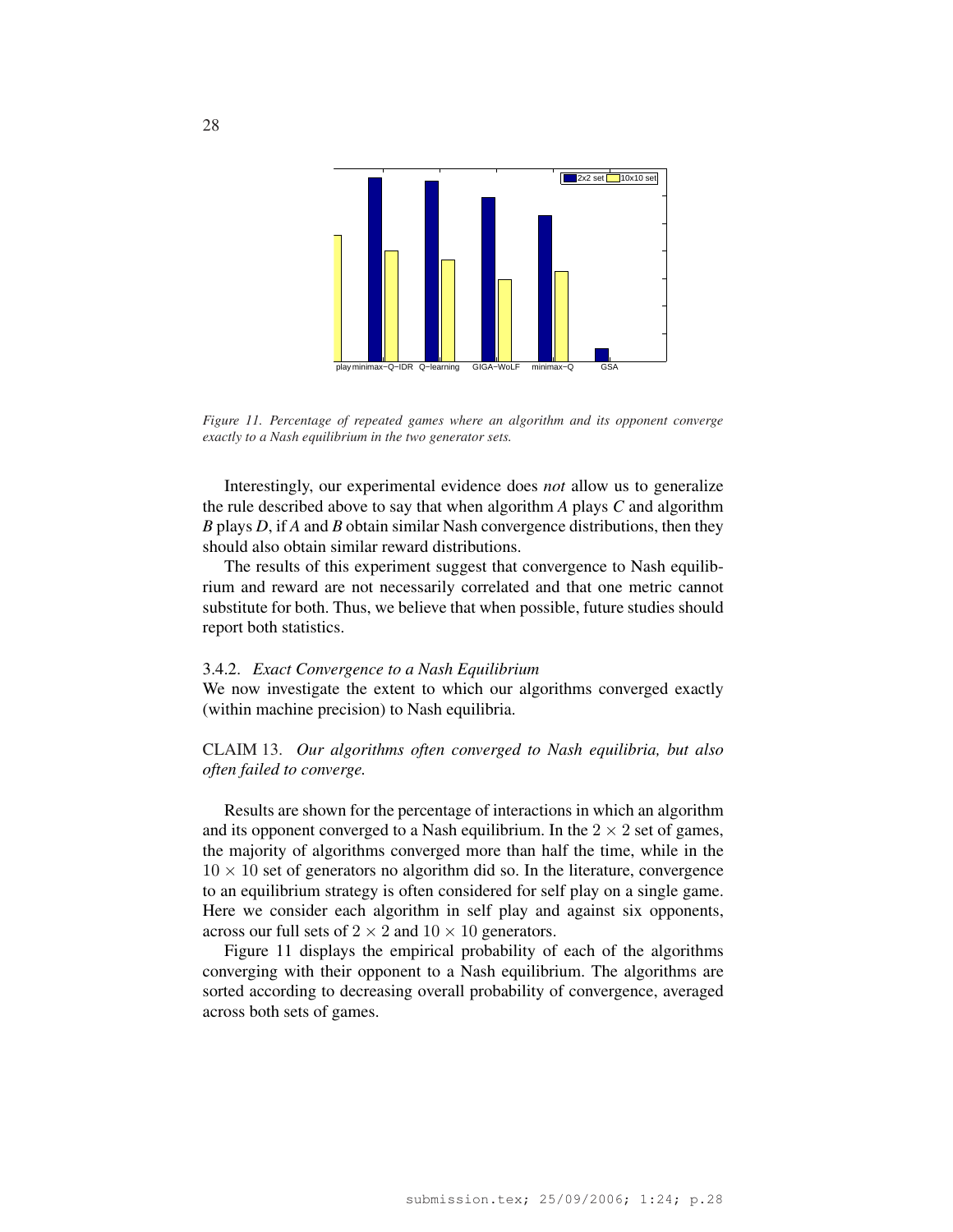*Figure 11. Percentage of repeated games where an algorithm and its opponent converge exactly to a Nash equilibrium in the two generator sets.*

Interestingly, our experimental evidence does *not* allow us to generalize the rule described above to say that when algorithm *A* plays *C* and algorithm *B* plays *D*, if *A* and *B* obtain similar Nash convergence distributions, then they should also obtain similar reward distributions.

The results of this experiment suggest that convergence to Nash equilibrium and reward are not necessarily correlated and that one metric cannot substitute for both. Thus, we believe that when possible, future studies should report both statistics.

### 3.4.2. *Exact Convergence to a Nash Equilibrium*

We now investigate the extent to which our algorithms converged exactly (within machine precision) to Nash equilibria.

CLAIM 13. *Our algorithms often converged to Nash equilibria, but also often failed to converge.*

Results are shown for the percentage of interactions in which an algorithm and its opponent converged to a Nash equilibrium. In the $2 \times 2$ set of games, the majority of algorithms converged more than half the time, while in the $10 \times 10$ set of generators no algorithm did so. In the literature, convergence to an equilibrium strategy is often considered for self play on a single game. Here we consider each algorithm in self play and against six opponents, across our full sets of $2 \times 2$ and $10 \times 10$ generators.

Figure 11 displays the empirical probability of each of the algorithms converging with their opponent to a Nash equilibrium. The algorithms are sorted according to decreasing overall probability of convergence, averaged across both sets of games.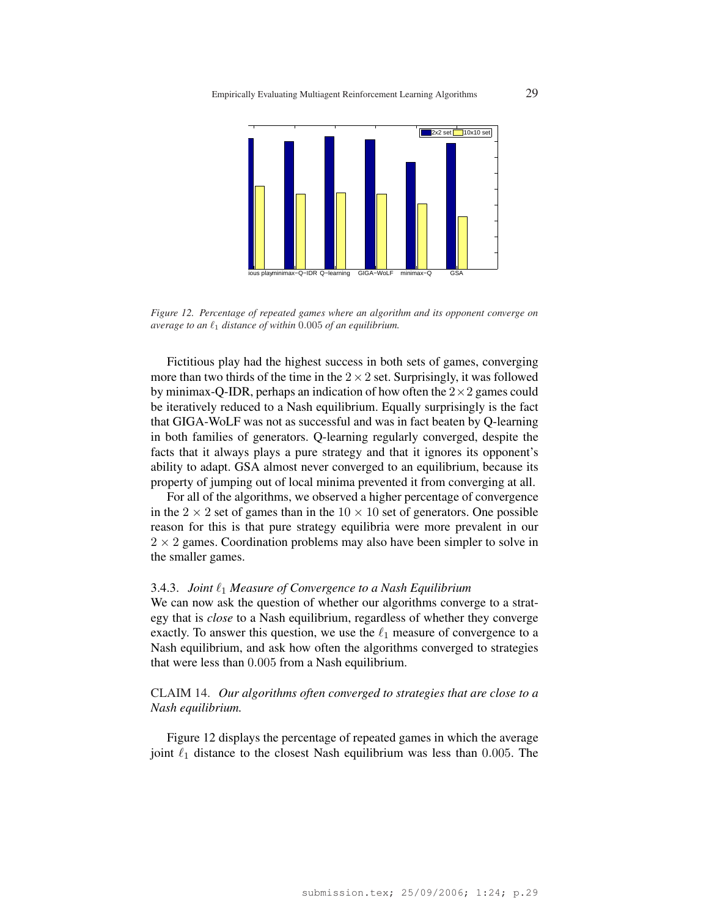*Figure 12. Percentage of repeated games where an algorithm and its opponent converge on average to an $\ell_1$ distance of within $0.005$ of an equilibrium.*

Fictitious play had the highest success in both sets of games, converging more than two thirds of the time in the $2 \times 2$ set. Surprisingly, it was followed by minimax-Q-IDR, perhaps an indication of how often the $2 \times 2$ games could be iteratively reduced to a Nash equilibrium. Equally surprisingly is the fact that GIGA-WoLF was not as successful and was in fact beaten by Q-learning in both families of generators. Q-learning regularly converged, despite the facts that it always plays a pure strategy and that it ignores its opponent's ability to adapt. GSA almost never converged to an equilibrium, because its property of jumping out of local minima prevented it from converging at all.

For all of the algorithms, we observed a higher percentage of convergence in the $2 \times 2$ set of games than in the $10 \times 10$ set of generators. One possible reason for this is that pure strategy equilibria were more prevalent in our $2 \times 2$ games. Coordination problems may also have been simpler to solve in the smaller games.

### 3.4.3. *Joint $\ell_1$ Measure of Convergence to a Nash Equilibrium*

We can now ask the question of whether our algorithms converge to a strategy that is *close* to a Nash equilibrium, regardless of whether they converge exactly. To answer this question, we use the $\ell_1$ measure of convergence to a Nash equilibrium, and ask how often the algorithms converged to strategies that were less than $0.005$ from a Nash equilibrium.

CLAIM 14. *Our algorithms often converged to strategies that are close to a Nash equilibrium.*

Figure 12 displays the percentage of repeated games in which the average joint $\ell_1$ distance to the closest Nash equilibrium was less than $0.005$. The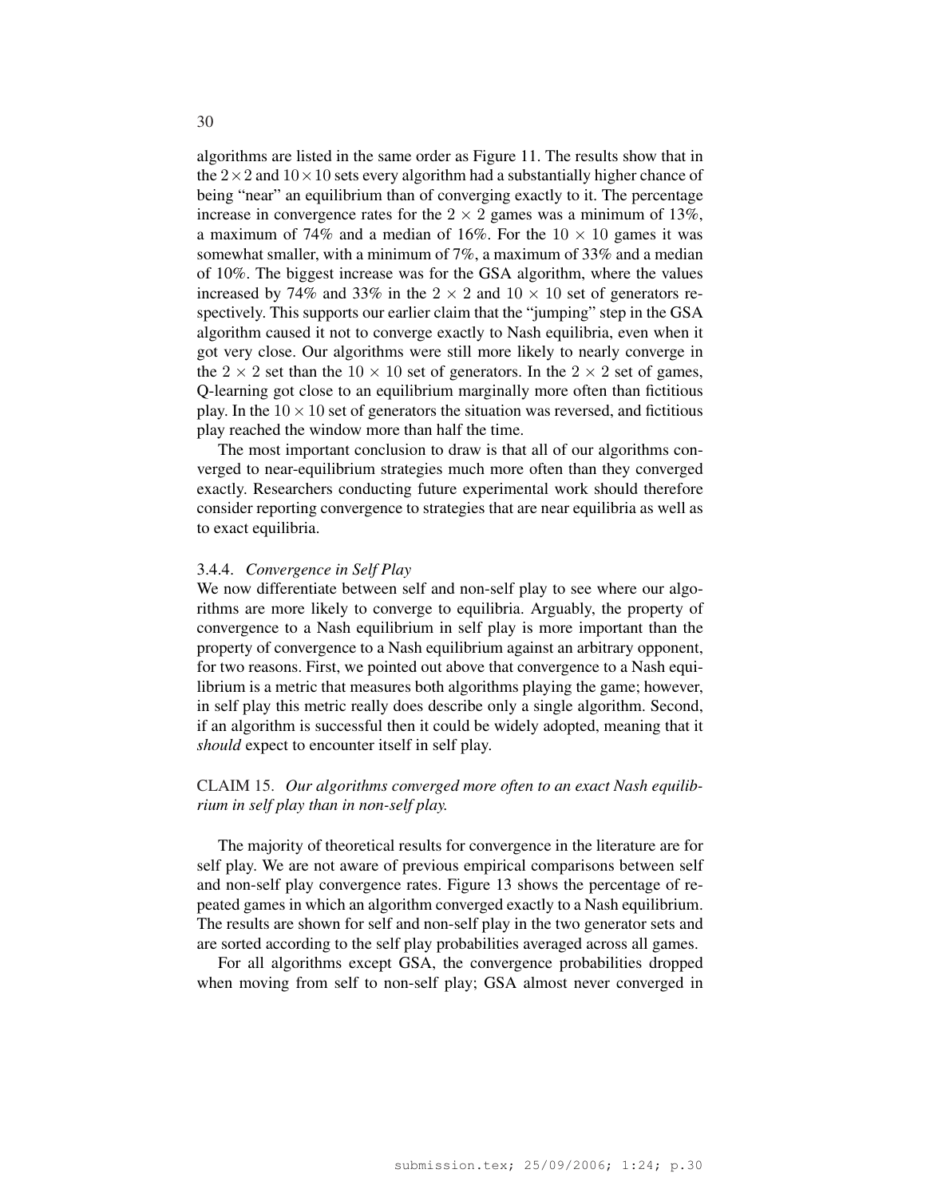algorithms are listed in the same order as Figure 11. The results show that in the $2 \times 2$ and $10 \times 10$ sets every algorithm had a substantially higher chance of being "near" an equilibrium than of converging exactly to it. The percentage increase in convergence rates for the $2 \times 2$ games was a minimum of 13%, a maximum of 74% and a median of 16%. For the $10 \times 10$ games it was somewhat smaller, with a minimum of 7%, a maximum of 33% and a median of 10%. The biggest increase was for the GSA algorithm, where the values increased by 74% and 33% in the $2 \times 2$ and $10 \times 10$ set of generators respectively. This supports our earlier claim that the "jumping" step in the GSA algorithm caused it not to converge exactly to Nash equilibria, even when it got very close. Our algorithms were still more likely to nearly converge in the $2 \times 2$ set than the $10 \times 10$ set of generators. In the $2 \times 2$ set of games, Q-learning got close to an equilibrium marginally more often than fictitious play. In the $10 \times 10$ set of generators the situation was reversed, and fictitious play reached the window more than half the time.

The most important conclusion to draw is that all of our algorithms converged to near-equilibrium strategies much more often than they converged exactly. Researchers conducting future experimental work should therefore consider reporting convergence to strategies that are near equilibria as well as to exact equilibria.

### 3.4.4. *Convergence in Self Play*

We now differentiate between self and non-self play to see where our algorithms are more likely to converge to equilibria. Arguably, the property of convergence to a Nash equilibrium in self play is more important than the property of convergence to a Nash equilibrium against an arbitrary opponent, for two reasons. First, we pointed out above that convergence to a Nash equilibrium is a metric that measures both algorithms playing the game; however, in self play this metric really does describe only a single algorithm. Second, if an algorithm is successful then it could be widely adopted, meaning that it *should* expect to encounter itself in self play.

CLAIM 15. *Our algorithms converged more often to an exact Nash equilibrium in self play than in non-self play.*

The majority of theoretical results for convergence in the literature are for self play. We are not aware of previous empirical comparisons between self and non-self play convergence rates. Figure 13 shows the percentage of repeated games in which an algorithm converged exactly to a Nash equilibrium. The results are shown for self and non-self play in the two generator sets and are sorted according to the self play probabilities averaged across all games.

For all algorithms except GSA, the convergence probabilities dropped when moving from self to non-self play; GSA almost never converged in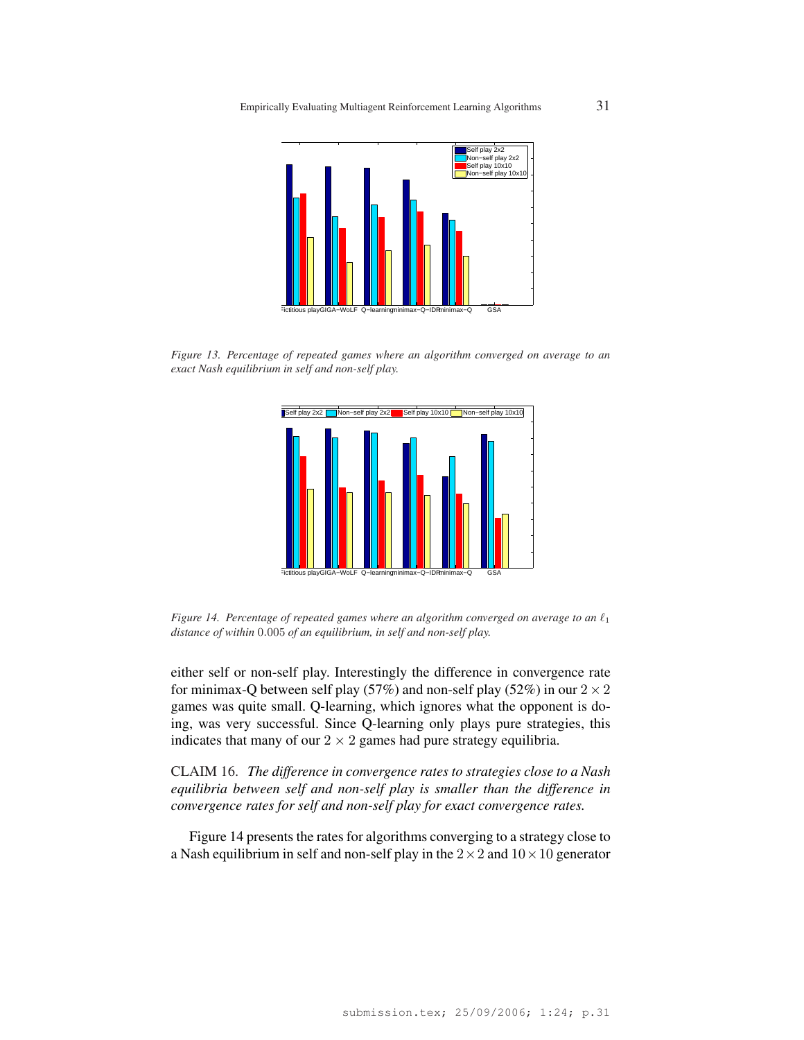*Figure 13. Percentage of repeated games where an algorithm converged on average to an exact Nash equilibrium in self and non-self play.*

*Figure 14. Percentage of repeated games where an algorithm converged on average to an $\ell_1$ distance of within 0.005 of an equilibrium, in self and non-self play.*

either self or non-self play. Interestingly the difference in convergence rate for minimax-Q between self play (57%) and non-self play (52%) in our $2 \times 2$ games was quite small. Q-learning, which ignores what the opponent is doing, was very successful. Since Q-learning only plays pure strategies, this indicates that many of our $2 \times 2$ games had pure strategy equilibria.

CLAIM 16. *The difference in convergence rates to strategies close to a Nash equilibria between self and non-self play is smaller than the difference in convergence rates for self and non-self play for exact convergence rates.*

Figure 14 presents the rates for algorithms converging to a strategy close to a Nash equilibrium in self and non-self play in the $2 \times 2$ and $10 \times 10$ generator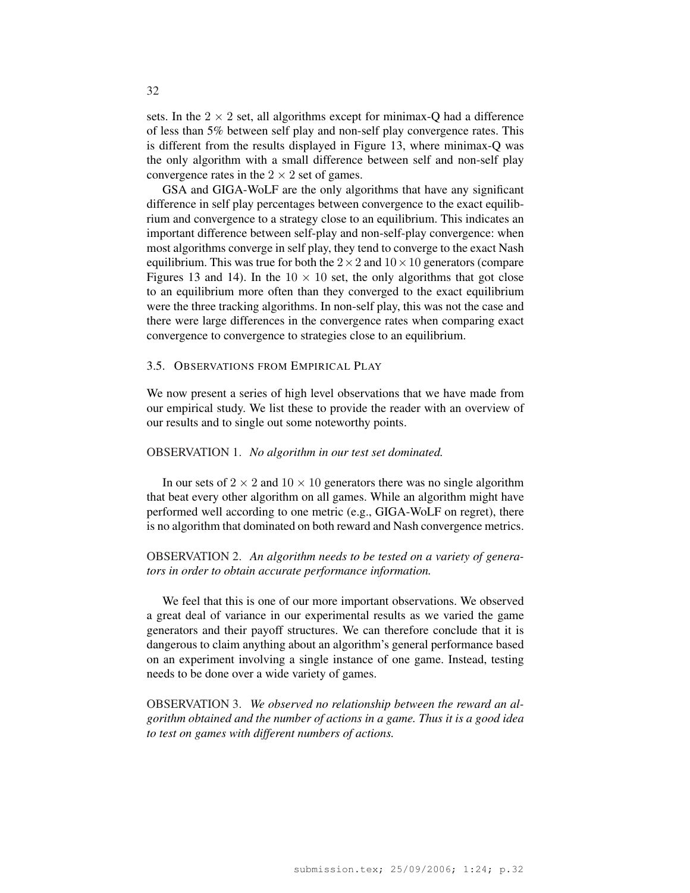sets. In the $2 \times 2$ set, all algorithms except for minimax-Q had a difference of less than 5% between self play and non-self play convergence rates. This is different from the results displayed in Figure 13, where minimax-Q was the only algorithm with a small difference between self and non-self play convergence rates in the $2 \times 2$ set of games.

GSA and GIGA-WoLF are the only algorithms that have any significant difference in self play percentages between convergence to the exact equilibrium and convergence to a strategy close to an equilibrium. This indicates an important difference between self-play and non-self-play convergence: when most algorithms converge in self play, they tend to converge to the exact Nash equilibrium. This was true for both the $2 \times 2$ and $10 \times 10$ generators (compare Figures 13 and 14). In the $10 \times 10$ set, the only algorithms that got close to an equilibrium more often than they converged to the exact equilibrium were the three tracking algorithms. In non-self play, this was not the case and there were large differences in the convergence rates when comparing exact convergence to convergence to strategies close to an equilibrium.

### 3.5. Observations from Empirical Play

We now present a series of high level observations that we have made from our empirical study. We list these to provide the reader with an overview of our results and to single out some noteworthy points.

OBSERVATION 1. *No algorithm in our test set dominated.*

In our sets of $2 \times 2$ and $10 \times 10$ generators there was no single algorithm that beat every other algorithm on all games. While an algorithm might have performed well according to one metric (e.g., GIGA-WoLF on regret), there is no algorithm that dominated on both reward and Nash convergence metrics.

OBSERVATION 2. *An algorithm needs to be tested on a variety of generators in order to obtain accurate performance information.*

We feel that this is one of our more important observations. We observed a great deal of variance in our experimental results as we varied the game generators and their payoff structures. We can therefore conclude that it is dangerous to claim anything about an algorithm's general performance based on an experiment involving a single instance of one game. Instead, testing needs to be done over a wide variety of games.

OBSERVATION 3. *We observed no relationship between the reward an algorithm obtained and the number of actions in a game. Thus it is a good idea to test on games with different numbers of actions.*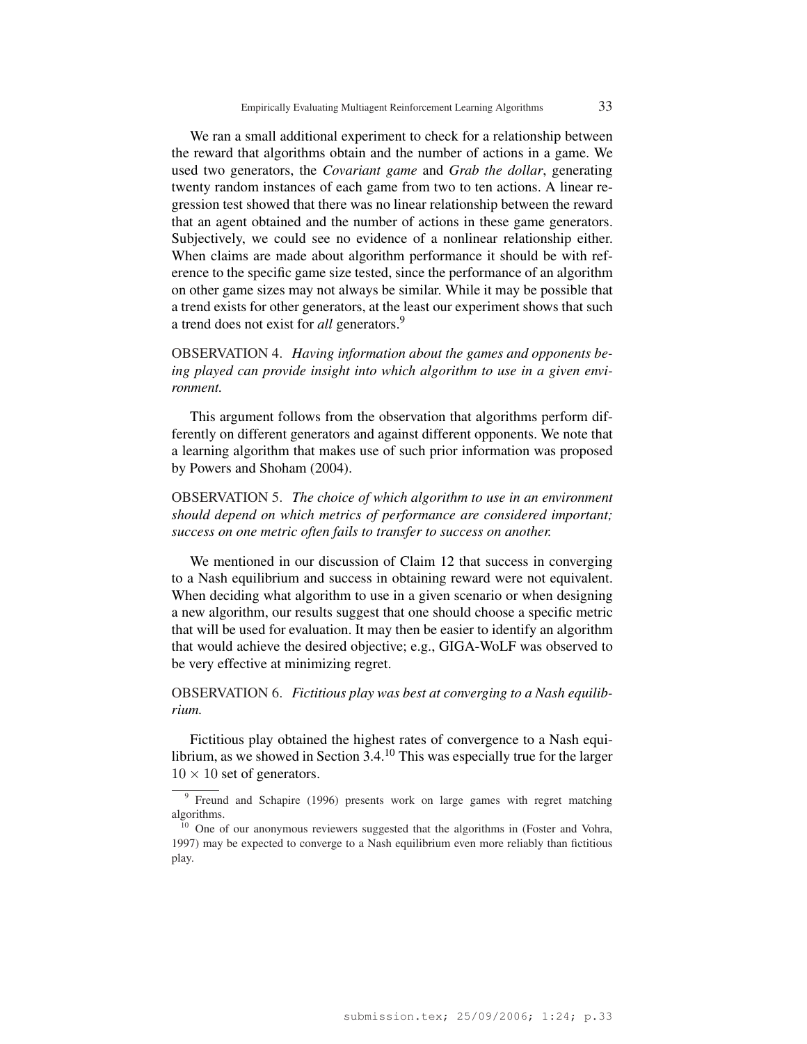We ran a small additional experiment to check for a relationship between the reward that algorithms obtain and the number of actions in a game. We used two generators, the *Covariant game* and *Grab the dollar*, generating twenty random instances of each game from two to ten actions. A linear regression test showed that there was no linear relationship between the reward that an agent obtained and the number of actions in these game generators. Subjectively, we could see no evidence of a nonlinear relationship either. When claims are made about algorithm performance it should be with reference to the specific game size tested, since the performance of an algorithm on other game sizes may not always be similar. While it may be possible that a trend exists for other generators, at the least our experiment shows that such a trend does not exist for *all* generators.[9]

OBSERVATION 4. *Having information about the games and opponents being played can provide insight into which algorithm to use in a given environment.*

This argument follows from the observation that algorithms perform differently on different generators and against different opponents. We note that a learning algorithm that makes use of such prior information was proposed by Powers and Shoham (2004).

OBSERVATION 5. *The choice of which algorithm to use in an environment should depend on which metrics of performance are considered important; success on one metric often fails to transfer to success on another.*

We mentioned in our discussion of Claim 12 that success in converging to a Nash equilibrium and success in obtaining reward were not equivalent. When deciding what algorithm to use in a given scenario or when designing a new algorithm, our results suggest that one should choose a specific metric that will be used for evaluation. It may then be easier to identify an algorithm that would achieve the desired objective; e.g., GIGA-WoLF was observed to be very effective at minimizing regret.

OBSERVATION 6. *Fictitious play was best at converging to a Nash equilibrium.*

Fictitious play obtained the highest rates of convergence to a Nash equilibrium, as we showed in Section 3.4.[10] This was especially true for the larger $10 \times 10$ set of generators.

[9] Freund and Schapire (1996) presents work on large games with regret matching algorithms.

[10] One of our anonymous reviewers suggested that the algorithms in (Foster and Vohra, 1997) may be expected to converge to a Nash equilibrium even more reliably than fictitious play.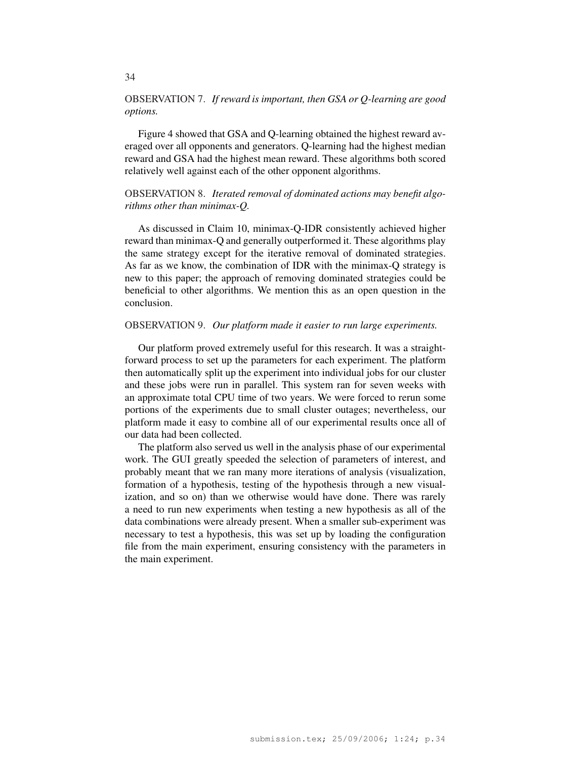OBSERVATION 7. *If reward is important, then GSA or Q-learning are good options.*

Figure 4 showed that GSA and Q-learning obtained the highest reward averaged over all opponents and generators. Q-learning had the highest median reward and GSA had the highest mean reward. These algorithms both scored relatively well against each of the other opponent algorithms.

OBSERVATION 8. *Iterated removal of dominated actions may benefit algorithms other than minimax-Q.*

As discussed in Claim 10, minimax-Q-IDR consistently achieved higher reward than minimax-Q and generally outperformed it. These algorithms play the same strategy except for the iterative removal of dominated strategies. As far as we know, the combination of IDR with the minimax-Q strategy is new to this paper; the approach of removing dominated strategies could be beneficial to other algorithms. We mention this as an open question in the conclusion.

OBSERVATION 9. *Our platform made it easier to run large experiments.*

Our platform proved extremely useful for this research. It was a straightforward process to set up the parameters for each experiment. The platform then automatically split up the experiment into individual jobs for our cluster and these jobs were run in parallel. This system ran for seven weeks with an approximate total CPU time of two years. We were forced to rerun some portions of the experiments due to small cluster outages; nevertheless, our platform made it easy to combine all of our experimental results once all of our data had been collected.

The platform also served us well in the analysis phase of our experimental work. The GUI greatly speeded the selection of parameters of interest, and probably meant that we ran many more iterations of analysis (visualization, formation of a hypothesis, testing of the hypothesis through a new visualization, and so on) than we otherwise would have done. There was rarely a need to run new experiments when testing a new hypothesis as all of the data combinations were already present. When a smaller sub-experiment was necessary to test a hypothesis, this was set up by loading the configuration file from the main experiment, ensuring consistency with the parameters in the main experiment.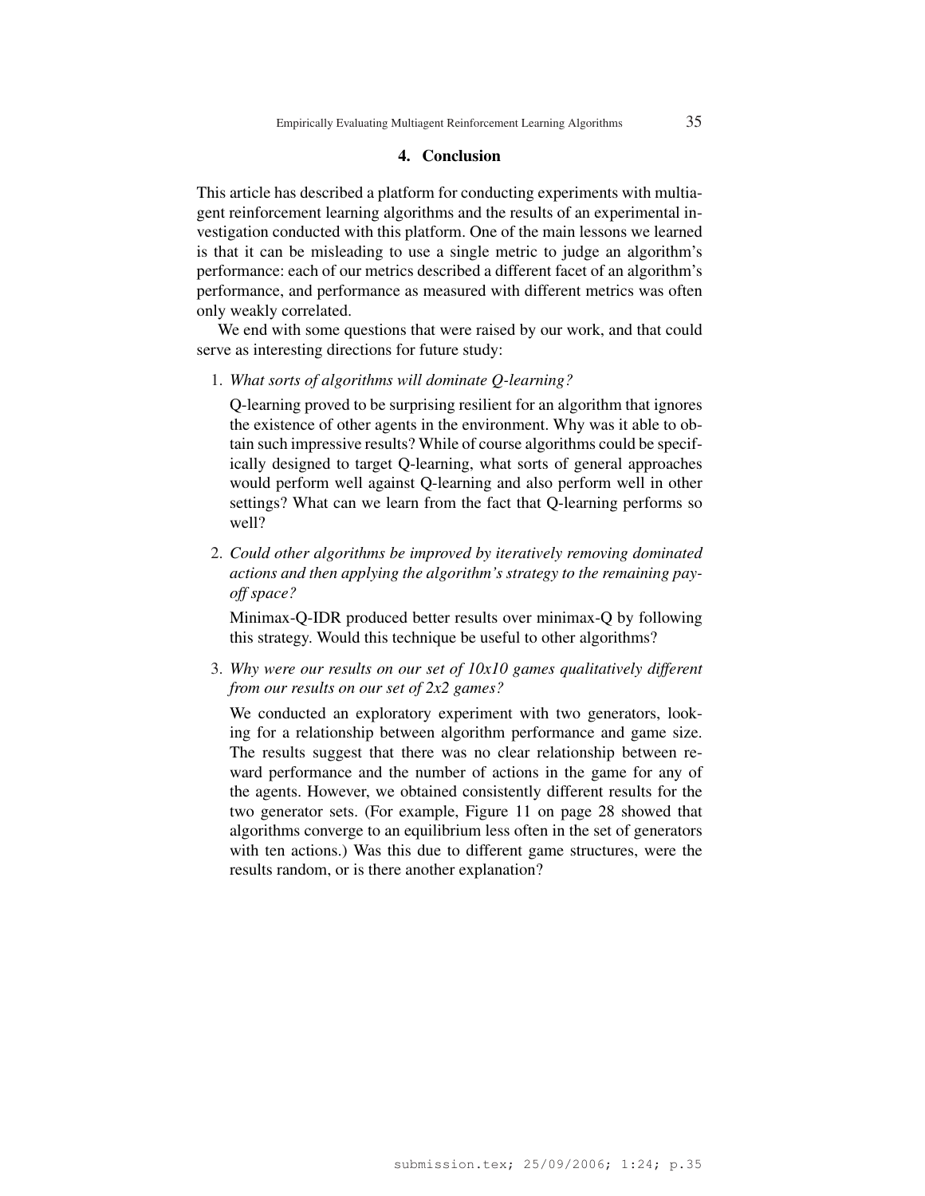## 4. Conclusion

This article has described a platform for conducting experiments with multiagent reinforcement learning algorithms and the results of an experimental investigation conducted with this platform. One of the main lessons we learned is that it can be misleading to use a single metric to judge an algorithm's performance: each of our metrics described a different facet of an algorithm's performance, and performance as measured with different metrics was often only weakly correlated.

We end with some questions that were raised by our work, and that could serve as interesting directions for future study:

1. *What sorts of algorithms will dominate Q-learning?*

   Q-learning proved to be surprising resilient for an algorithm that ignores the existence of other agents in the environment. Why was it able to obtain such impressive results? While of course algorithms could be specifically designed to target Q-learning, what sorts of general approaches would perform well against Q-learning and also perform well in other settings? What can we learn from the fact that Q-learning performs so well?

2. *Could other algorithms be improved by iteratively removing dominated actions and then applying the algorithm's strategy to the remaining payoff space?*

   Minimax-Q-IDR produced better results over minimax-Q by following this strategy. Would this technique be useful to other algorithms?

3. *Why were our results on our set of 10x10 games qualitatively different from our results on our set of 2x2 games?*

   We conducted an exploratory experiment with two generators, looking for a relationship between algorithm performance and game size. The results suggest that there was no clear relationship between reward performance and the number of actions in the game for any of the agents. However, we obtained consistently different results for the two generator sets. (For example, Figure 11 on page 28 showed that algorithms converge to an equilibrium less often in the set of generators with ten actions.) Was this due to different game structures, were the results random, or is there another explanation?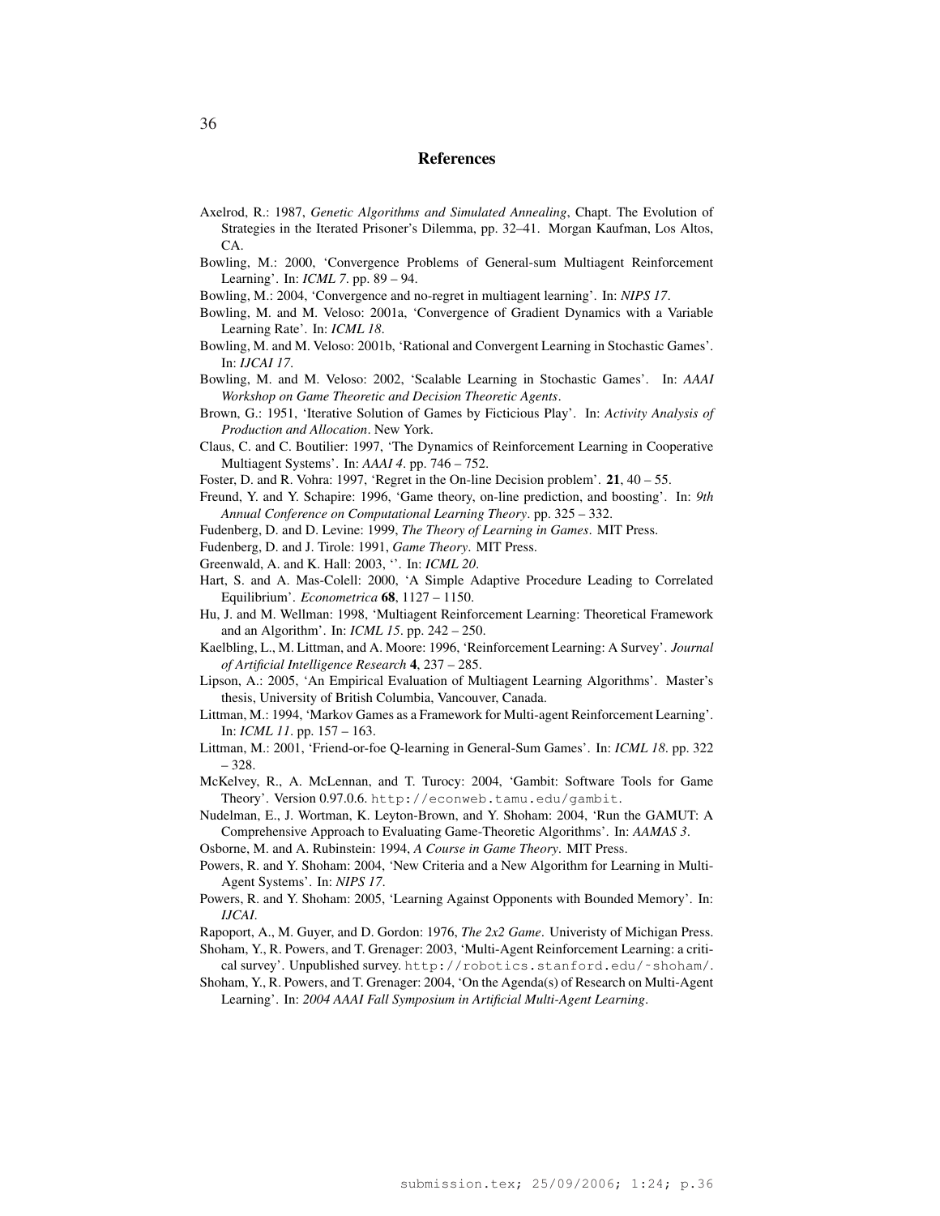## References

Axelrod, R.: 1987, *Genetic Algorithms and Simulated Annealing*, Chapt. The Evolution of Strategies in the Iterated Prisoner's Dilemma, pp. 32–41. Morgan Kaufman, Los Altos, CA.

Bowling, M.: 2000, 'Convergence Problems of General-sum Multiagent Reinforcement Learning'. In: *ICML 7*. pp. 89 – 94.

Bowling, M.: 2004, 'Convergence and no-regret in multiagent learning'. In: *NIPS 17*.

Bowling, M. and M. Veloso: 2001a, 'Convergence of Gradient Dynamics with a Variable Learning Rate'. In: *ICML 18*.

Bowling, M. and M. Veloso: 2001b, 'Rational and Convergent Learning in Stochastic Games'. In: *IJCAI 17*.

Bowling, M. and M. Veloso: 2002, 'Scalable Learning in Stochastic Games'. In: *AAAI Workshop on Game Theoretic and Decision Theoretic Agents*.

Brown, G.: 1951, 'Iterative Solution of Games by Ficticious Play'. In: *Activity Analysis of Production and Allocation*. New York.

Claus, C. and C. Boutilier: 1997, 'The Dynamics of Reinforcement Learning in Cooperative Multiagent Systems'. In: *AAAI 4*. pp. 746 – 752.

Foster, D. and R. Vohra: 1997, 'Regret in the On-line Decision problem'. **21**, 40 – 55.

Freund, Y. and Y. Schapire: 1996, 'Game theory, on-line prediction, and boosting'. In: *9th Annual Conference on Computational Learning Theory*. pp. 325 – 332.

Fudenberg, D. and D. Levine: 1999, *The Theory of Learning in Games*. MIT Press.

Fudenberg, D. and J. Tirole: 1991, *Game Theory*. MIT Press.

Greenwald, A. and K. Hall: 2003, ''. In: *ICML 20*.

Hart, S. and A. Mas-Colell: 2000, 'A Simple Adaptive Procedure Leading to Correlated Equilibrium'. *Econometrica* **68**, 1127 – 1150.

Hu, J. and M. Wellman: 1998, 'Multiagent Reinforcement Learning: Theoretical Framework and an Algorithm'. In: *ICML 15*. pp. 242 – 250.

Kaelbling, L., M. Littman, and A. Moore: 1996, 'Reinforcement Learning: A Survey'. *Journal of Artificial Intelligence Research* **4**, 237 – 285.

Lipson, A.: 2005, 'An Empirical Evaluation of Multiagent Learning Algorithms'. Master's thesis, University of British Columbia, Vancouver, Canada.

Littman, M.: 1994, 'Markov Games as a Framework for Multi-agent Reinforcement Learning'. In: *ICML 11*. pp. 157 – 163.

Littman, M.: 2001, 'Friend-or-foe Q-learning in General-Sum Games'. In: *ICML 18*. pp. 322 – 328.

McKelvey, R., A. McLennan, and T. Turocy: 2004, 'Gambit: Software Tools for Game Theory'. Version 0.97.0.6. `http://econweb.tamu.edu/gambit`.

Nudelman, E., J. Wortman, K. Leyton-Brown, and Y. Shoham: 2004, 'Run the GAMUT: A Comprehensive Approach to Evaluating Game-Theoretic Algorithms'. In: *AAMAS 3*.

Osborne, M. and A. Rubinstein: 1994, *A Course in Game Theory*. MIT Press.

Powers, R. and Y. Shoham: 2004, 'New Criteria and a New Algorithm for Learning in Multi-Agent Systems'. In: *NIPS 17*.

Powers, R. and Y. Shoham: 2005, 'Learning Against Opponents with Bounded Memory'. In: *IJCAI*.

Rapoport, A., M. Guyer, and D. Gordon: 1976, *The 2x2 Game*. Univeristy of Michigan Press.

Shoham, Y., R. Powers, and T. Grenager: 2003, 'Multi-Agent Reinforcement Learning: a critical survey'. Unpublished survey. `http://robotics.stanford.edu/~shoham/`.

Shoham, Y., R. Powers, and T. Grenager: 2004, 'On the Agenda(s) of Research on Multi-Agent Learning'. In: *2004 AAAI Fall Symposium in Artificial Multi-Agent Learning*.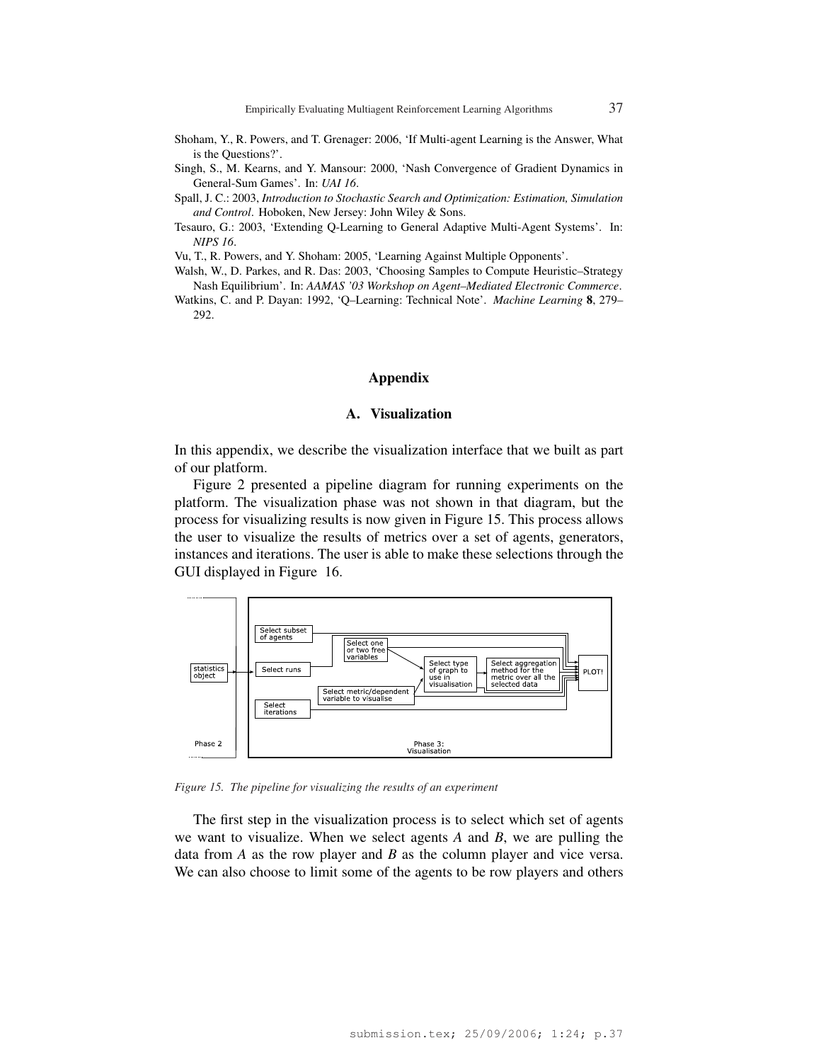Shoham, Y., R. Powers, and T. Grenager: 2006, 'If Multi-agent Learning is the Answer, What is the Questions?'.

Singh, S., M. Kearns, and Y. Mansour: 2000, 'Nash Convergence of Gradient Dynamics in General-Sum Games'. In: *UAI 16*.

Spall, J. C.: 2003, *Introduction to Stochastic Search and Optimization: Estimation, Simulation and Control*. Hoboken, New Jersey: John Wiley & Sons.

Tesauro, G.: 2003, 'Extending Q-Learning to General Adaptive Multi-Agent Systems'. In: *NIPS 16*.

Vu, T., R. Powers, and Y. Shoham: 2005, 'Learning Against Multiple Opponents'.

Walsh, W., D. Parkes, and R. Das: 2003, 'Choosing Samples to Compute Heuristic–Strategy Nash Equilibrium'. In: *AAMAS '03 Workshop on Agent–Mediated Electronic Commerce*.

Watkins, C. and P. Dayan: 1992, 'Q–Learning: Technical Note'. *Machine Learning* **8**, 279–292.

## Appendix

### A. Visualization

In this appendix, we describe the visualization interface that we built as part of our platform.

Figure 2 presented a pipeline diagram for running experiments on the platform. The visualization phase was not shown in that diagram, but the process for visualizing results is now given in Figure 15. This process allows the user to visualize the results of metrics over a set of agents, generators, instances and iterations. The user is able to make these selections through the GUI displayed in Figure 16.

*Figure 15. The pipeline for visualizing the results of an experiment*

The first step in the visualization process is to select which set of agents we want to visualize. When we select agents *A* and *B*, we are pulling the data from *A* as the row player and *B* as the column player and vice versa. We can also choose to limit some of the agents to be row players and others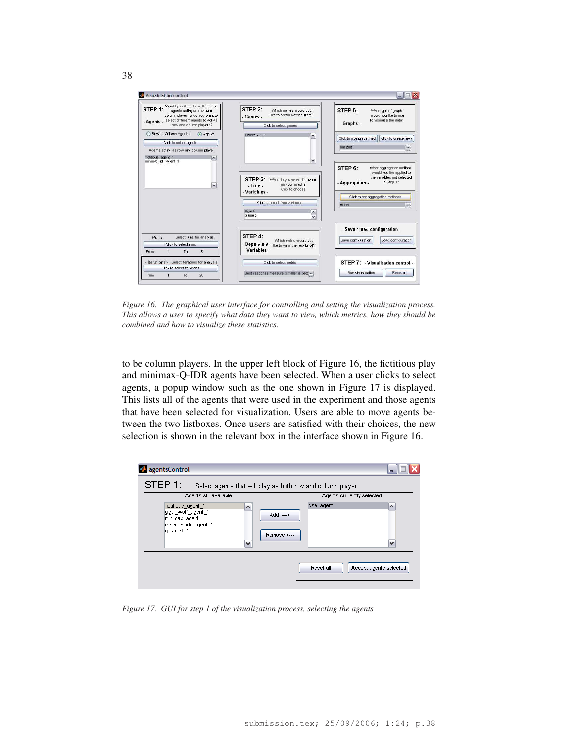*Figure 16. The graphical user interface for controlling and setting the visualization process. This allows a user to specify what data they want to view, which metrics, how they should be combined and how to visualize these statistics.*

to be column players. In the upper left block of Figure 16, the fictitious play and minimax-Q-IDR agents have been selected. When a user clicks to select agents, a popup window such as the one shown in Figure 17 is displayed. This lists all of the agents that were used in the experiment and those agents that have been selected for visualization. Users are able to move agents between the two listboxes. Once users are satisfied with their choices, the new selection is shown in the relevant box in the interface shown in Figure 16.

*Figure 17. GUI for step 1 of the visualization process, selecting the agents*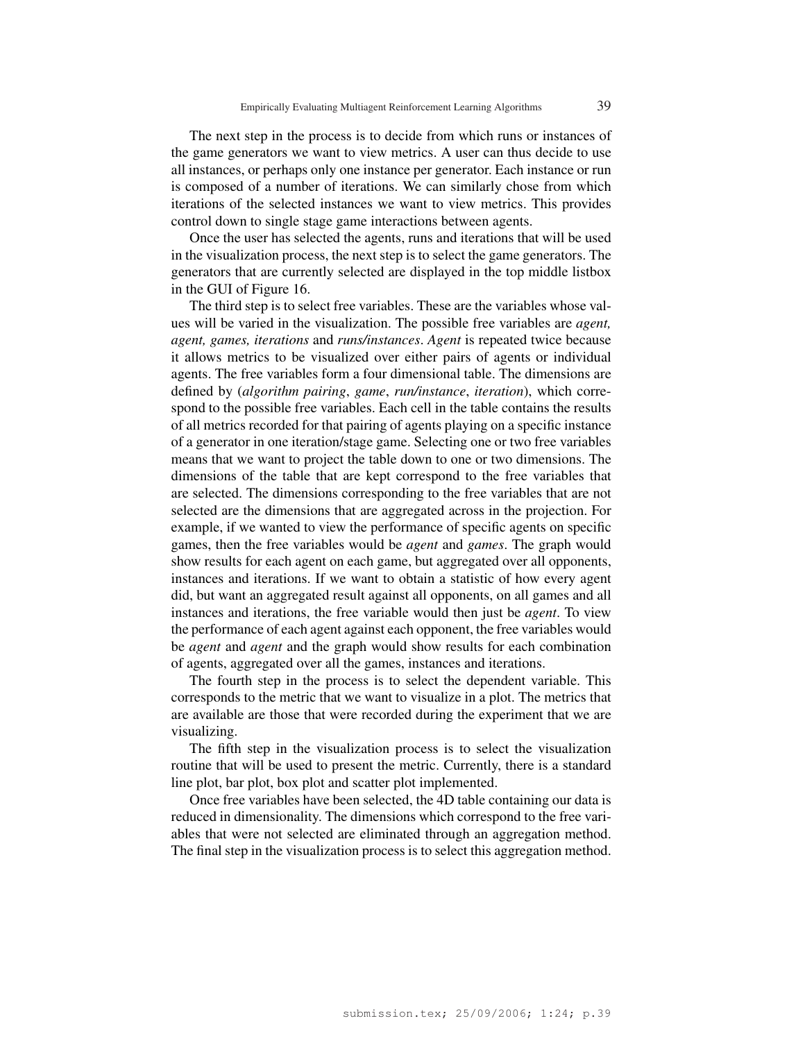The next step in the process is to decide from which runs or instances of the game generators we want to view metrics. A user can thus decide to use all instances, or perhaps only one instance per generator. Each instance or run is composed of a number of iterations. We can similarly chose from which iterations of the selected instances we want to view metrics. This provides control down to single stage game interactions between agents.

Once the user has selected the agents, runs and iterations that will be used in the visualization process, the next step is to select the game generators. The generators that are currently selected are displayed in the top middle listbox in the GUI of Figure 16.

The third step is to select free variables. These are the variables whose values will be varied in the visualization. The possible free variables are *agent, agent, games, iterations* and *runs/instances*. *Agent* is repeated twice because it allows metrics to be visualized over either pairs of agents or individual agents. The free variables form a four dimensional table. The dimensions are defined by (*algorithm pairing*, *game*, *run/instance*, *iteration*), which correspond to the possible free variables. Each cell in the table contains the results of all metrics recorded for that pairing of agents playing on a specific instance of a generator in one iteration/stage game. Selecting one or two free variables means that we want to project the table down to one or two dimensions. The dimensions of the table that are kept correspond to the free variables that are selected. The dimensions corresponding to the free variables that are not selected are the dimensions that are aggregated across in the projection. For example, if we wanted to view the performance of specific agents on specific games, then the free variables would be *agent* and *games*. The graph would show results for each agent on each game, but aggregated over all opponents, instances and iterations. If we want to obtain a statistic of how every agent did, but want an aggregated result against all opponents, on all games and all instances and iterations, the free variable would then just be *agent*. To view the performance of each agent against each opponent, the free variables would be *agent* and *agent* and the graph would show results for each combination of agents, aggregated over all the games, instances and iterations.

The fourth step in the process is to select the dependent variable. This corresponds to the metric that we want to visualize in a plot. The metrics that are available are those that were recorded during the experiment that we are visualizing.

The fifth step in the visualization process is to select the visualization routine that will be used to present the metric. Currently, there is a standard line plot, bar plot, box plot and scatter plot implemented.

Once free variables have been selected, the 4D table containing our data is reduced in dimensionality. The dimensions which correspond to the free variables that were not selected are eliminated through an aggregation method. The final step in the visualization process is to select this aggregation method.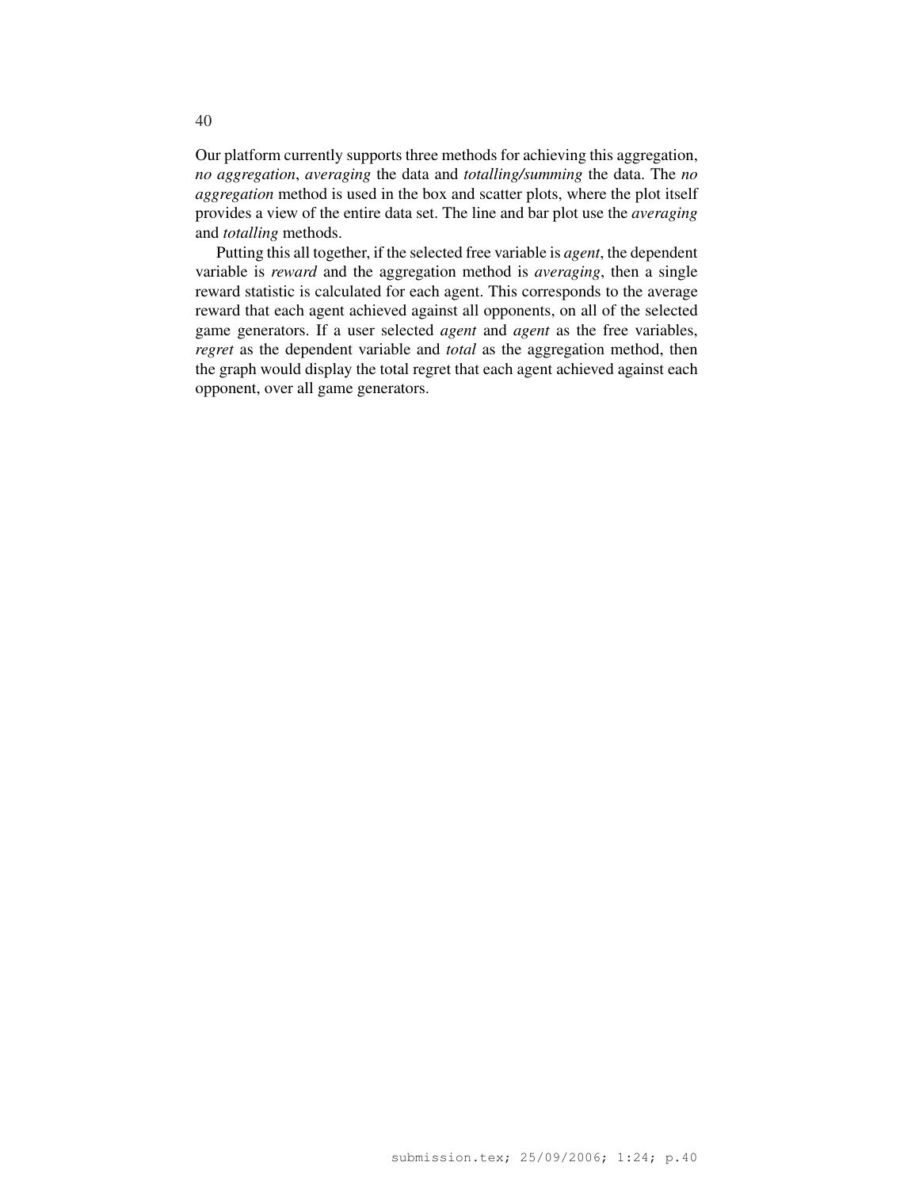Our platform currently supports three methods for achieving this aggregation, *no aggregation*, *averaging* the data and *totalling/summing* the data. The *no aggregation* method is used in the box and scatter plots, where the plot itself provides a view of the entire data set. The line and bar plot use the *averaging* and *totalling* methods.

Putting this all together, if the selected free variable is *agent*, the dependent variable is *reward* and the aggregation method is *averaging*, then a single reward statistic is calculated for each agent. This corresponds to the average reward that each agent achieved against all opponents, on all of the selected game generators. If a user selected *agent* and *agent* as the free variables, *regret* as the dependent variable and *total* as the aggregation method, then the graph would display the total regret that each agent achieved against each opponent, over all game generators.